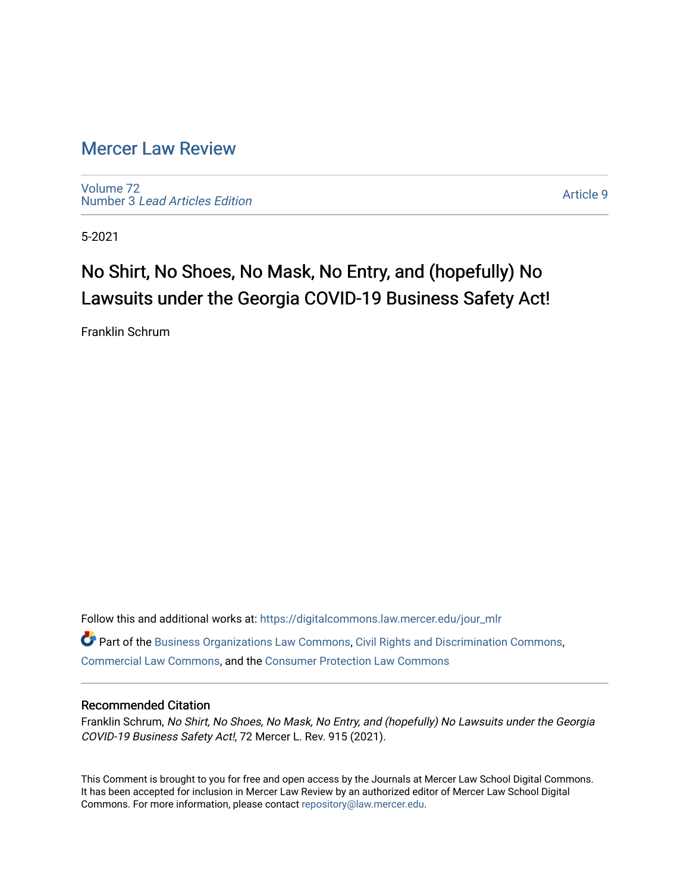# Mercer Law Review

Volume 72
Number 3 *Lead Articles Edition*

Article 9

5-2021

## No Shirt, No Shoes, No Mask, No Entry, and (hopefully) No Lawsuits under the Georgia COVID-19 Business Safety Act!

Franklin Schrum

Follow this and additional works at: https://digitalcommons.law.mercer.edu/jour_mlr

Part of the Business Organizations Law Commons, Civil Rights and Discrimination Commons, Commercial Law Commons, and the Consumer Protection Law Commons

### Recommended Citation

Franklin Schrum, *No Shirt, No Shoes, No Mask, No Entry, and (hopefully) No Lawsuits under the Georgia COVID-19 Business Safety Act!*, 72 Mercer L. Rev. 915 (2021).

This Comment is brought to you for free and open access by the Journals at Mercer Law School Digital Commons. It has been accepted for inclusion in Mercer Law Review by an authorized editor of Mercer Law School Digital Commons. For more information, please contact repository@law.mercer.edu.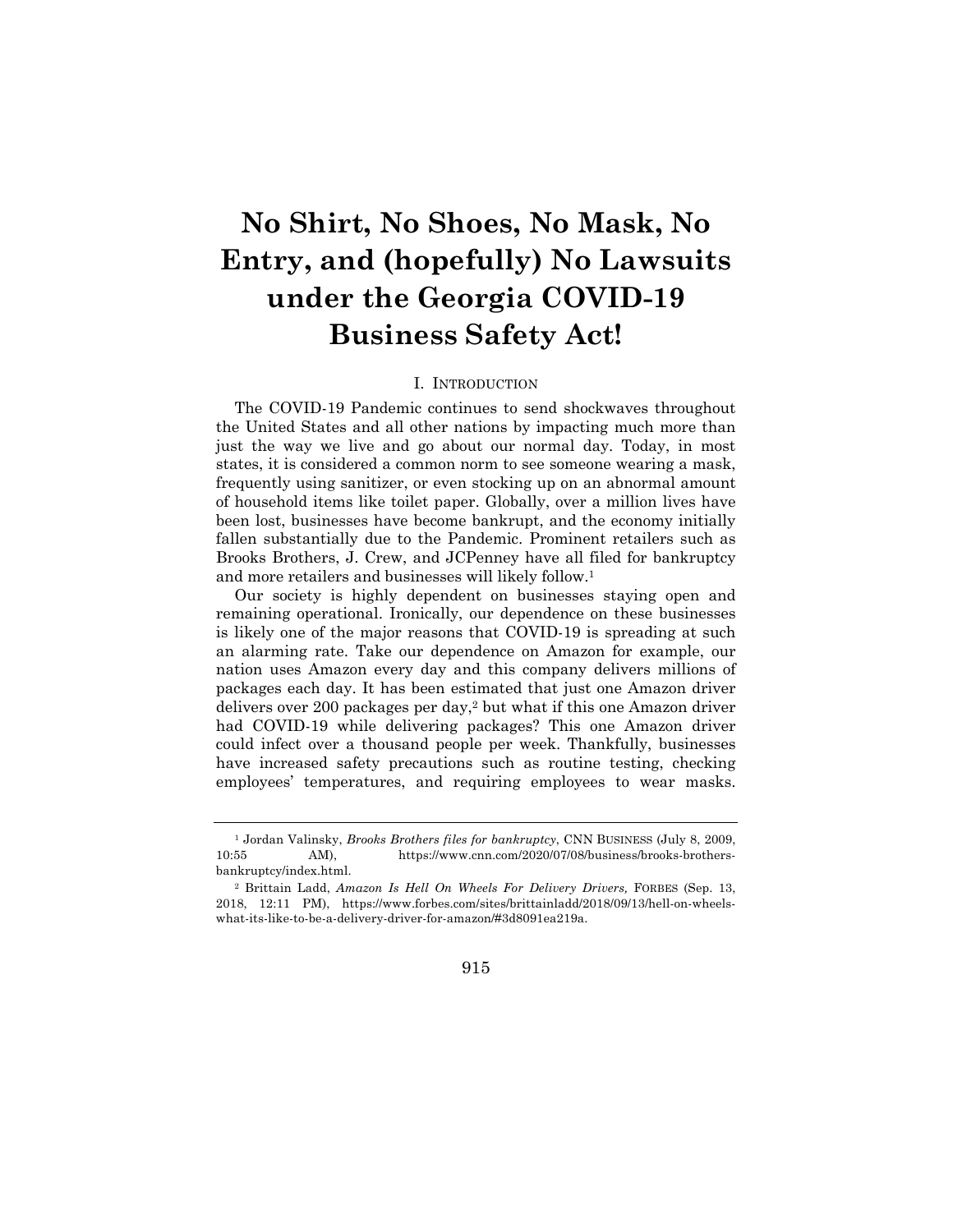# No Shirt, No Shoes, No Mask, No Entry, and (hopefully) No Lawsuits under the Georgia COVID-19 Business Safety Act!

## I. INTRODUCTION

The COVID-19 Pandemic continues to send shockwaves throughout the United States and all other nations by impacting much more than just the way we live and go about our normal day. Today, in most states, it is considered a common norm to see someone wearing a mask, frequently using sanitizer, or even stocking up on an abnormal amount of household items like toilet paper. Globally, over a million lives have been lost, businesses have become bankrupt, and the economy initially fallen substantially due to the Pandemic. Prominent retailers such as Brooks Brothers, J. Crew, and JCPenney have all filed for bankruptcy and more retailers and businesses will likely follow.[1]

Our society is highly dependent on businesses staying open and remaining operational. Ironically, our dependence on these businesses is likely one of the major reasons that COVID-19 is spreading at such an alarming rate. Take our dependence on Amazon for example, our nation uses Amazon every day and this company delivers millions of packages each day. It has been estimated that just one Amazon driver delivers over 200 packages per day,[2] but what if this one Amazon driver had COVID-19 while delivering packages? This one Amazon driver could infect over a thousand people per week. Thankfully, businesses have increased safety precautions such as routine testing, checking employees' temperatures, and requiring employees to wear masks.

---

[1] Jordan Valinsky, *Brooks Brothers files for bankruptcy*, CNN BUSINESS (July 8, 2009, 10:55 AM), https://www.cnn.com/2020/07/08/business/brooks-brothers-bankruptcy/index.html.

[2] Brittain Ladd, *Amazon Is Hell On Wheels For Delivery Drivers,* FORBES (Sep. 13, 2018, 12:11 PM), https://www.forbes.com/sites/brittainladd/2018/09/13/hell-on-wheels-what-its-like-to-be-a-delivery-driver-for-amazon/#3d8091ea219a.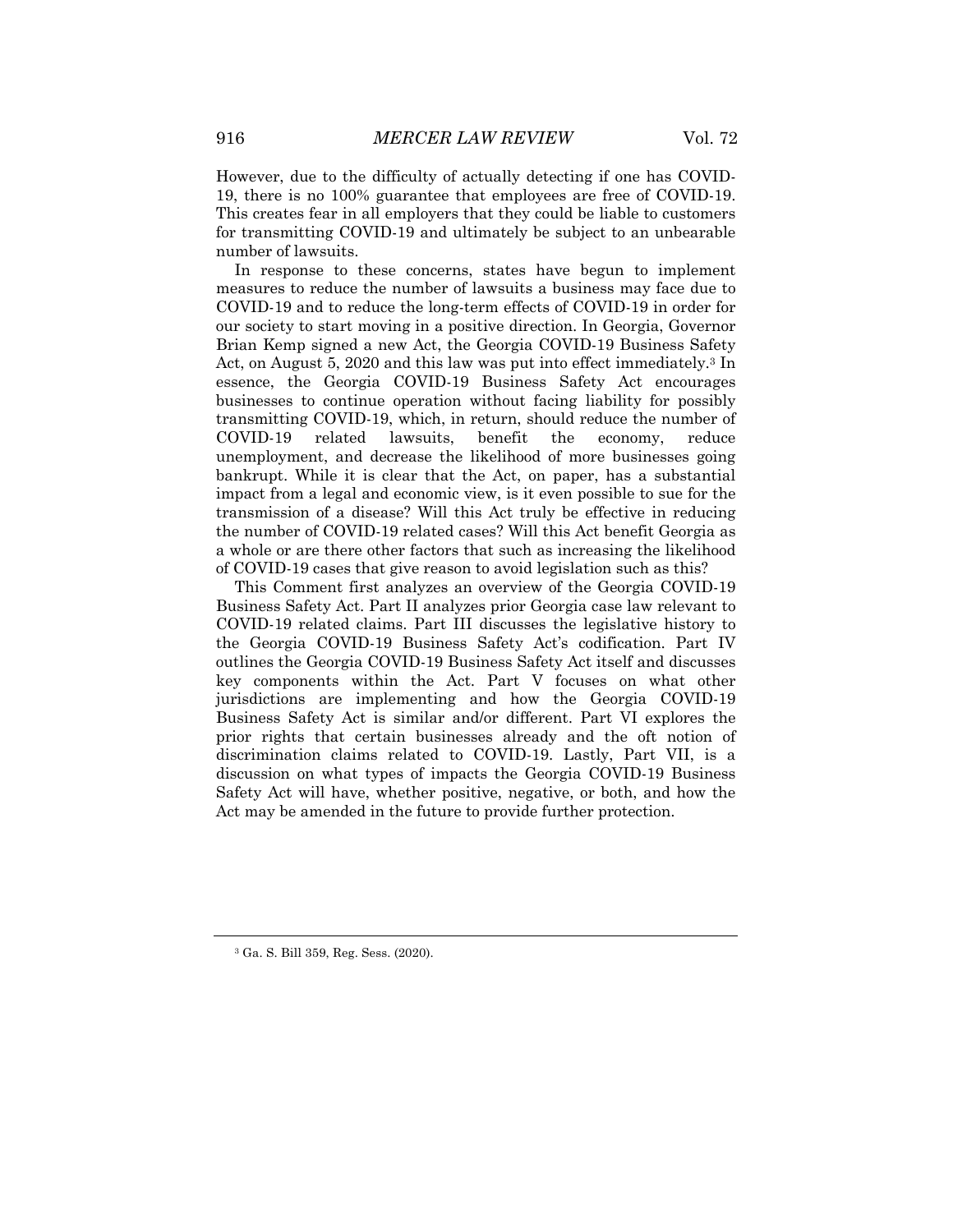However, due to the difficulty of actually detecting if one has COVID-19, there is no 100% guarantee that employees are free of COVID-19. This creates fear in all employers that they could be liable to customers for transmitting COVID-19 and ultimately be subject to an unbearable number of lawsuits.

In response to these concerns, states have begun to implement measures to reduce the number of lawsuits a business may face due to COVID-19 and to reduce the long-term effects of COVID-19 in order for our society to start moving in a positive direction. In Georgia, Governor Brian Kemp signed a new Act, the Georgia COVID-19 Business Safety Act, on August 5, 2020 and this law was put into effect immediately.[3] In essence, the Georgia COVID-19 Business Safety Act encourages businesses to continue operation without facing liability for possibly transmitting COVID-19, which, in return, should reduce the number of COVID-19 related lawsuits, benefit the economy, reduce unemployment, and decrease the likelihood of more businesses going bankrupt. While it is clear that the Act, on paper, has a substantial impact from a legal and economic view, is it even possible to sue for the transmission of a disease? Will this Act truly be effective in reducing the number of COVID-19 related cases? Will this Act benefit Georgia as a whole or are there other factors that such as increasing the likelihood of COVID-19 cases that give reason to avoid legislation such as this?

This Comment first analyzes an overview of the Georgia COVID-19 Business Safety Act. Part II analyzes prior Georgia case law relevant to COVID-19 related claims. Part III discusses the legislative history to the Georgia COVID-19 Business Safety Act's codification. Part IV outlines the Georgia COVID-19 Business Safety Act itself and discusses key components within the Act. Part V focuses on what other jurisdictions are implementing and how the Georgia COVID-19 Business Safety Act is similar and/or different. Part VI explores the prior rights that certain businesses already and the oft notion of discrimination claims related to COVID-19. Lastly, Part VII, is a discussion on what types of impacts the Georgia COVID-19 Business Safety Act will have, whether positive, negative, or both, and how the Act may be amended in the future to provide further protection.

---

[3] Ga. S. Bill 359, Reg. Sess. (2020).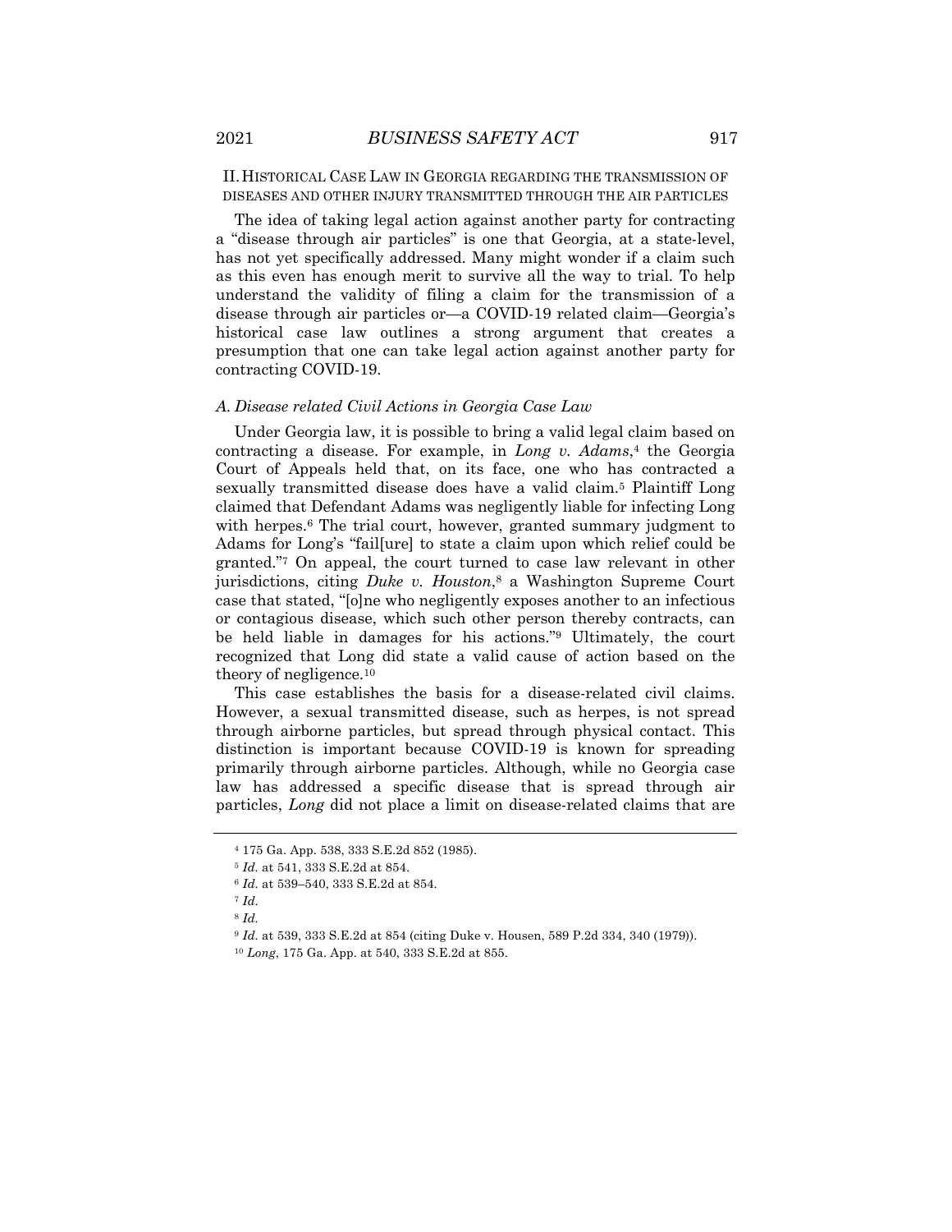## II. HISTORICAL CASE LAW IN GEORGIA REGARDING THE TRANSMISSION OF DISEASES AND OTHER INJURY TRANSMITTED THROUGH THE AIR PARTICLES

The idea of taking legal action against another party for contracting a "disease through air particles" is one that Georgia, at a state-level, has not yet specifically addressed. Many might wonder if a claim such as this even has enough merit to survive all the way to trial. To help understand the validity of filing a claim for the transmission of a disease through air particles or—a COVID-19 related claim—Georgia's historical case law outlines a strong argument that creates a presumption that one can take legal action against another party for contracting COVID-19.

### *A. Disease related Civil Actions in Georgia Case Law*

Under Georgia law, it is possible to bring a valid legal claim based on contracting a disease. For example, in *Long v. Adams*,[4] the Georgia Court of Appeals held that, on its face, one who has contracted a sexually transmitted disease does have a valid claim.[5] Plaintiff Long claimed that Defendant Adams was negligently liable for infecting Long with herpes.[6] The trial court, however, granted summary judgment to Adams for Long's "fail[ure] to state a claim upon which relief could be granted."[7] On appeal, the court turned to case law relevant in other jurisdictions, citing *Duke v. Houston*,[8] a Washington Supreme Court case that stated, "[o]ne who negligently exposes another to an infectious or contagious disease, which such other person thereby contracts, can be held liable in damages for his actions."[9] Ultimately, the court recognized that Long did state a valid cause of action based on the theory of negligence.[10]

This case establishes the basis for a disease-related civil claims. However, a sexual transmitted disease, such as herpes, is not spread through airborne particles, but spread through physical contact. This distinction is important because COVID-19 is known for spreading primarily through airborne particles. Although, while no Georgia case law has addressed a specific disease that is spread through air particles, *Long* did not place a limit on disease-related claims that are

---

[4] 175 Ga. App. 538, 333 S.E.2d 852 (1985).

[5] *Id.* at 541, 333 S.E.2d at 854.

[6] *Id.* at 539–540, 333 S.E.2d at 854.

[7] *Id.*

[8] *Id.*

[9] *Id.* at 539, 333 S.E.2d at 854 (citing Duke v. Housen, 589 P.2d 334, 340 (1979)).

[10] *Long*, 175 Ga. App. at 540, 333 S.E.2d at 855.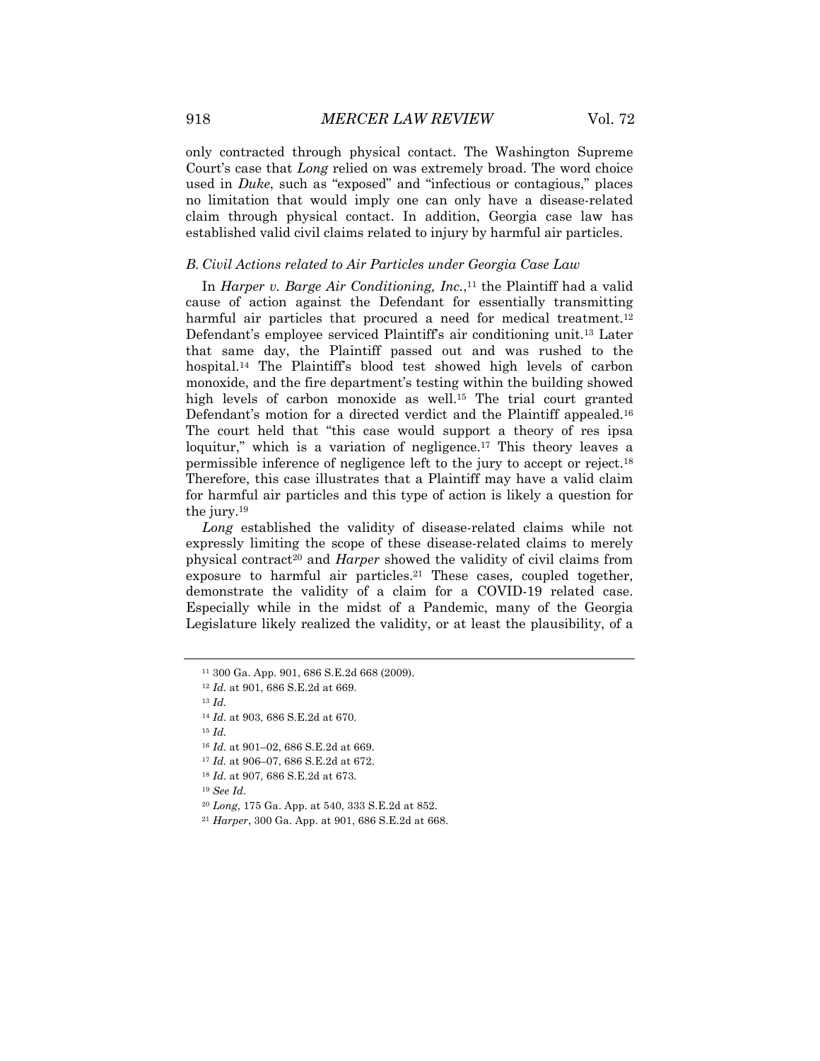only contracted through physical contact. The Washington Supreme Court's case that *Long* relied on was extremely broad. The word choice used in *Duke*, such as "exposed" and "infectious or contagious," places no limitation that would imply one can only have a disease-related claim through physical contact. In addition, Georgia case law has established valid civil claims related to injury by harmful air particles.

### *B. Civil Actions related to Air Particles under Georgia Case Law*

In *Harper v. Barge Air Conditioning, Inc.*,[11] the Plaintiff had a valid cause of action against the Defendant for essentially transmitting harmful air particles that procured a need for medical treatment.[12] Defendant's employee serviced Plaintiff's air conditioning unit.[13] Later that same day, the Plaintiff passed out and was rushed to the hospital.[14] The Plaintiff's blood test showed high levels of carbon monoxide, and the fire department's testing within the building showed high levels of carbon monoxide as well.[15] The trial court granted Defendant's motion for a directed verdict and the Plaintiff appealed.[16] The court held that "this case would support a theory of res ipsa loquitur," which is a variation of negligence.[17] This theory leaves a permissible inference of negligence left to the jury to accept or reject.[18] Therefore, this case illustrates that a Plaintiff may have a valid claim for harmful air particles and this type of action is likely a question for the jury.[19]

*Long* established the validity of disease-related claims while not expressly limiting the scope of these disease-related claims to merely physical contract[20] and *Harper* showed the validity of civil claims from exposure to harmful air particles.[21] These cases, coupled together, demonstrate the validity of a claim for a COVID-19 related case. Especially while in the midst of a Pandemic, many of the Georgia Legislature likely realized the validity, or at least the plausibility, of a

---

[11] 300 Ga. App. 901, 686 S.E.2d 668 (2009).

[12] *Id.* at 901, 686 S.E.2d at 669.

[13] *Id.*

[14] *Id.* at 903, 686 S.E.2d at 670.

[15] *Id.*

[16] *Id.* at 901–02, 686 S.E.2d at 669.

[17] *Id.* at 906–07, 686 S.E.2d at 672.

[18] *Id.* at 907, 686 S.E.2d at 673.

[19] *See Id.*

[20] *Long*, 175 Ga. App. at 540, 333 S.E.2d at 852.

[21] *Harper*, 300 Ga. App. at 901, 686 S.E.2d at 668.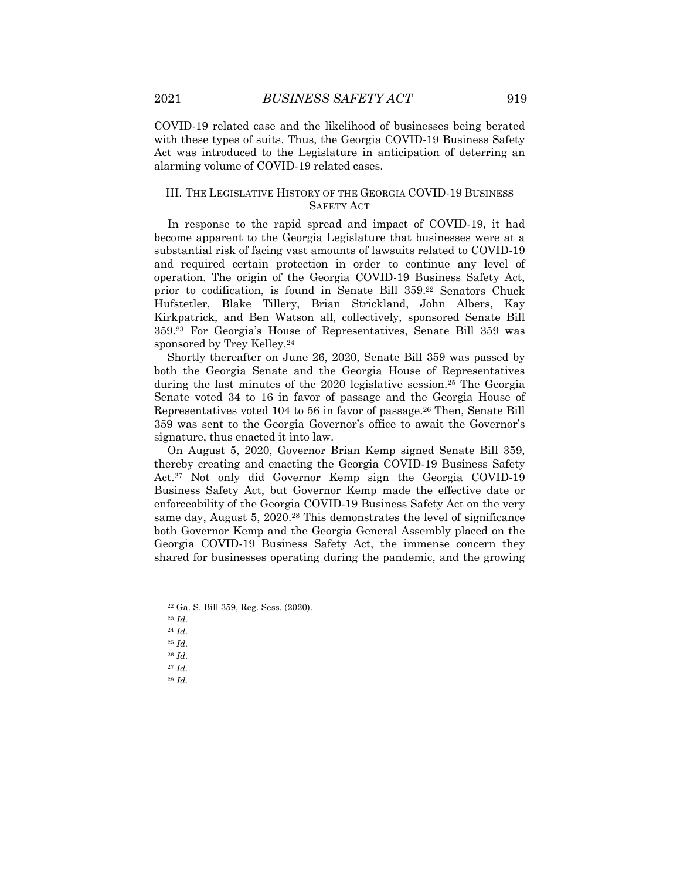COVID-19 related case and the likelihood of businesses being berated with these types of suits. Thus, the Georgia COVID-19 Business Safety Act was introduced to the Legislature in anticipation of deterring an alarming volume of COVID-19 related cases.

## III. THE LEGISLATIVE HISTORY OF THE GEORGIA COVID-19 BUSINESS SAFETY ACT

In response to the rapid spread and impact of COVID-19, it had become apparent to the Georgia Legislature that businesses were at a substantial risk of facing vast amounts of lawsuits related to COVID-19 and required certain protection in order to continue any level of operation. The origin of the Georgia COVID-19 Business Safety Act, prior to codification, is found in Senate Bill 359.[22] Senators Chuck Hufstetler, Blake Tillery, Brian Strickland, John Albers, Kay Kirkpatrick, and Ben Watson all, collectively, sponsored Senate Bill 359.[23] For Georgia's House of Representatives, Senate Bill 359 was sponsored by Trey Kelley.[24]

Shortly thereafter on June 26, 2020, Senate Bill 359 was passed by both the Georgia Senate and the Georgia House of Representatives during the last minutes of the 2020 legislative session.[25] The Georgia Senate voted 34 to 16 in favor of passage and the Georgia House of Representatives voted 104 to 56 in favor of passage.[26] Then, Senate Bill 359 was sent to the Georgia Governor's office to await the Governor's signature, thus enacted it into law.

On August 5, 2020, Governor Brian Kemp signed Senate Bill 359, thereby creating and enacting the Georgia COVID-19 Business Safety Act.[27] Not only did Governor Kemp sign the Georgia COVID-19 Business Safety Act, but Governor Kemp made the effective date or enforceability of the Georgia COVID-19 Business Safety Act on the very same day, August 5, 2020.[28] This demonstrates the level of significance both Governor Kemp and the Georgia General Assembly placed on the Georgia COVID-19 Business Safety Act, the immense concern they shared for businesses operating during the pandemic, and the growing

---

[22] Ga. S. Bill 359, Reg. Sess. (2020).

[23] *Id.*

[24] *Id.*

[25] *Id.*

[26] *Id.*

[27] *Id.*

[28] *Id.*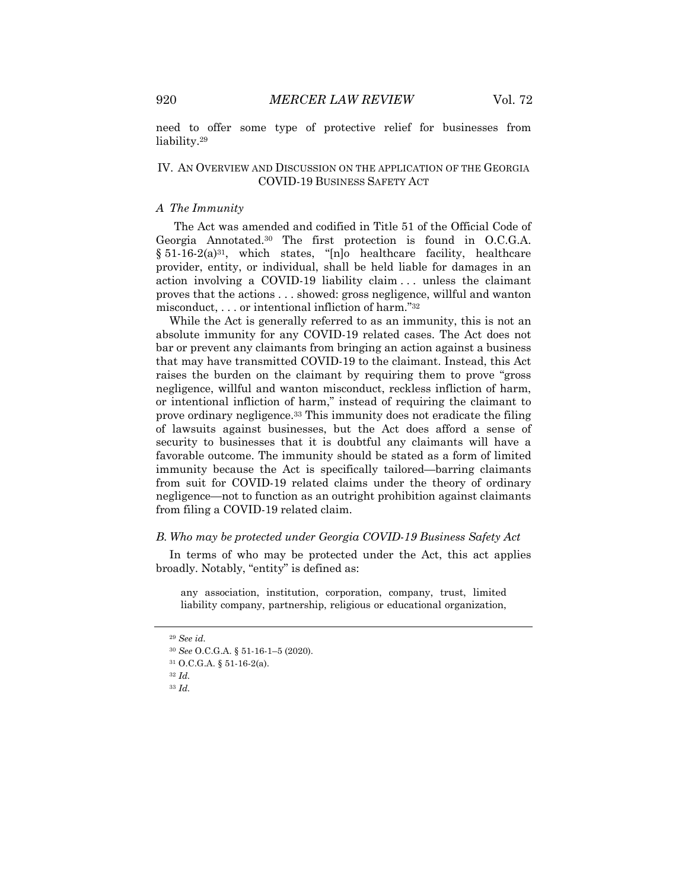need to offer some type of protective relief for businesses from liability.[29]

## IV. An Overview and Discussion on the application of the Georgia COVID-19 Business Safety Act

### *A The Immunity*

The Act was amended and codified in Title 51 of the Official Code of Georgia Annotated.[30] The first protection is found in O.C.G.A. § 51-16-2(a)[31], which states, "[n]o healthcare facility, healthcare provider, entity, or individual, shall be held liable for damages in an action involving a COVID-19 liability claim . . . unless the claimant proves that the actions . . . showed: gross negligence, willful and wanton misconduct, . . . or intentional infliction of harm."[32]

While the Act is generally referred to as an immunity, this is not an absolute immunity for any COVID-19 related cases. The Act does not bar or prevent any claimants from bringing an action against a business that may have transmitted COVID-19 to the claimant. Instead, this Act raises the burden on the claimant by requiring them to prove "gross negligence, willful and wanton misconduct, reckless infliction of harm, or intentional infliction of harm," instead of requiring the claimant to prove ordinary negligence.[33] This immunity does not eradicate the filing of lawsuits against businesses, but the Act does afford a sense of security to businesses that it is doubtful any claimants will have a favorable outcome. The immunity should be stated as a form of limited immunity because the Act is specifically tailored—barring claimants from suit for COVID-19 related claims under the theory of ordinary negligence—not to function as an outright prohibition against claimants from filing a COVID-19 related claim.

### *B. Who may be protected under Georgia COVID-19 Business Safety Act*

In terms of who may be protected under the Act, this act applies broadly. Notably, "entity" is defined as:

> any association, institution, corporation, company, trust, limited liability company, partnership, religious or educational organization,

---

[29] *See id.*

[30] *See* O.C.G.A. § 51-16-1–5 (2020).

[31] O.C.G.A. § 51-16-2(a).

[32] *Id.*

[33] *Id.*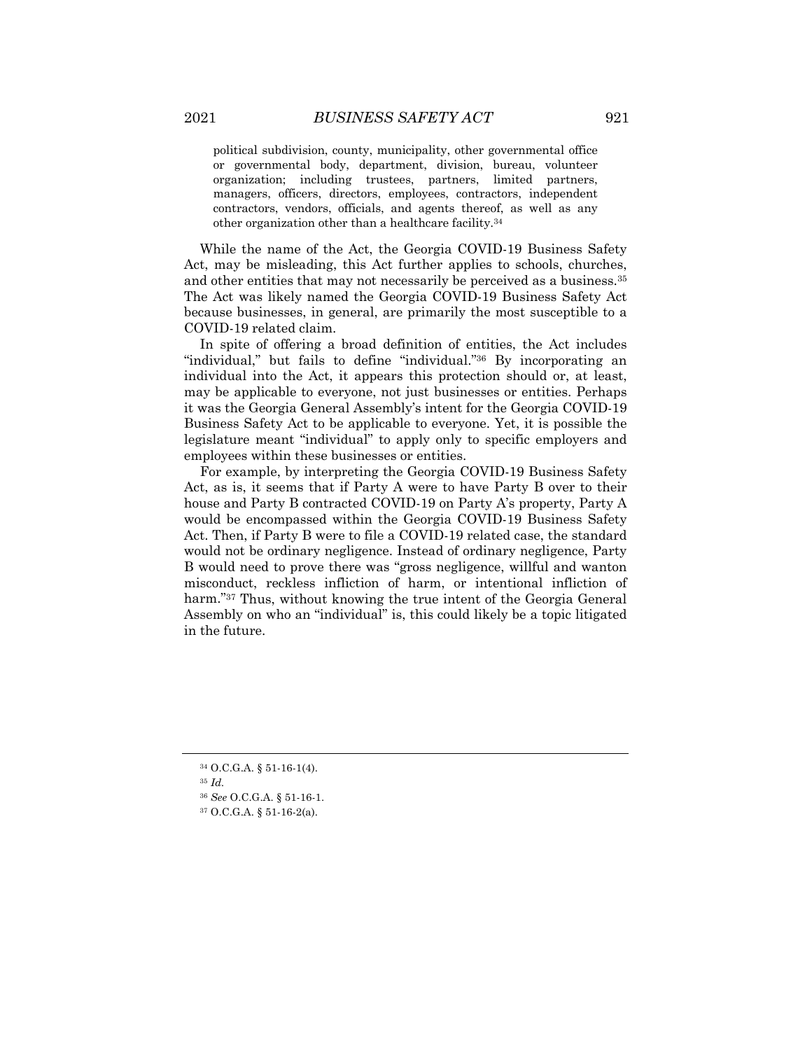> political subdivision, county, municipality, other governmental office or governmental body, department, division, bureau, volunteer organization; including trustees, partners, limited partners, managers, officers, directors, employees, contractors, independent contractors, vendors, officials, and agents thereof, as well as any other organization other than a healthcare facility.[34]

While the name of the Act, the Georgia COVID-19 Business Safety Act, may be misleading, this Act further applies to schools, churches, and other entities that may not necessarily be perceived as a business.[35] The Act was likely named the Georgia COVID-19 Business Safety Act because businesses, in general, are primarily the most susceptible to a COVID-19 related claim.

In spite of offering a broad definition of entities, the Act includes "individual," but fails to define "individual."[36] By incorporating an individual into the Act, it appears this protection should or, at least, may be applicable to everyone, not just businesses or entities. Perhaps it was the Georgia General Assembly's intent for the Georgia COVID-19 Business Safety Act to be applicable to everyone. Yet, it is possible the legislature meant "individual" to apply only to specific employers and employees within these businesses or entities.

For example, by interpreting the Georgia COVID-19 Business Safety Act, as is, it seems that if Party A were to have Party B over to their house and Party B contracted COVID-19 on Party A's property, Party A would be encompassed within the Georgia COVID-19 Business Safety Act. Then, if Party B were to file a COVID-19 related case, the standard would not be ordinary negligence. Instead of ordinary negligence, Party B would need to prove there was "gross negligence, willful and wanton misconduct, reckless infliction of harm, or intentional infliction of harm."[37] Thus, without knowing the true intent of the Georgia General Assembly on who an "individual" is, this could likely be a topic litigated in the future.

---

[34] O.C.G.A. § 51-16-1(4).

[35] *Id.*

[36] *See* O.C.G.A. § 51-16-1.

[37] O.C.G.A. § 51-16-2(a).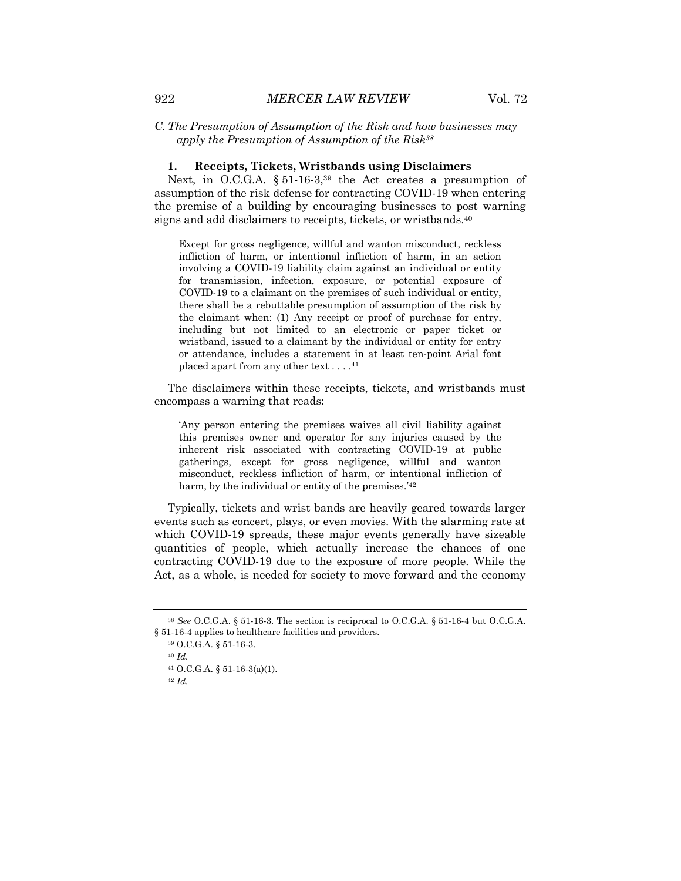### *C. The Presumption of Assumption of the Risk and how businesses may apply the Presumption of Assumption of the Risk*[38]

#### 1. Receipts, Tickets, Wristbands using Disclaimers

Next, in O.C.G.A. § 51-16-3,[39] the Act creates a presumption of assumption of the risk defense for contracting COVID-19 when entering the premise of a building by encouraging businesses to post warning signs and add disclaimers to receipts, tickets, or wristbands.[40]

> Except for gross negligence, willful and wanton misconduct, reckless infliction of harm, or intentional infliction of harm, in an action involving a COVID-19 liability claim against an individual or entity for transmission, infection, exposure, or potential exposure of COVID-19 to a claimant on the premises of such individual or entity, there shall be a rebuttable presumption of assumption of the risk by the claimant when: (1) Any receipt or proof of purchase for entry, including but not limited to an electronic or paper ticket or wristband, issued to a claimant by the individual or entity for entry or attendance, includes a statement in at least ten-point Arial font placed apart from any other text . . . .[41]

The disclaimers within these receipts, tickets, and wristbands must encompass a warning that reads:

> 'Any person entering the premises waives all civil liability against this premises owner and operator for any injuries caused by the inherent risk associated with contracting COVID-19 at public gatherings, except for gross negligence, willful and wanton misconduct, reckless infliction of harm, or intentional infliction of harm, by the individual or entity of the premises.'[42]

Typically, tickets and wrist bands are heavily geared towards larger events such as concert, plays, or even movies. With the alarming rate at which COVID-19 spreads, these major events generally have sizeable quantities of people, which actually increase the chances of one contracting COVID-19 due to the exposure of more people. While the Act, as a whole, is needed for society to move forward and the economy

---

[38] *See* O.C.G.A. § 51-16-3. The section is reciprocal to O.C.G.A. § 51-16-4 but O.C.G.A. § 51-16-4 applies to healthcare facilities and providers.

[39] O.C.G.A. § 51-16-3.

[40] *Id.*

[41] O.C.G.A. § 51-16-3(a)(1).

[42] *Id.*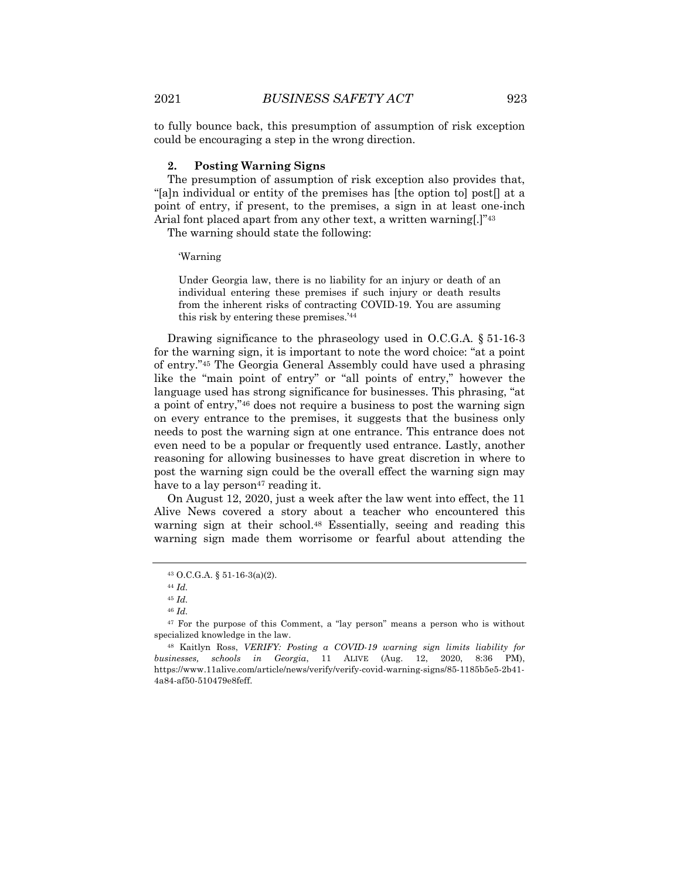to fully bounce back, this presumption of assumption of risk exception could be encouraging a step in the wrong direction.

### 2. Posting Warning Signs

The presumption of assumption of risk exception also provides that, "[a]n individual or entity of the premises has [the option to] post[] at a point of entry, if present, to the premises, a sign in at least one-inch Arial font placed apart from any other text, a written warning[.]"[43]

The warning should state the following:

> 'Warning
>
> Under Georgia law, there is no liability for an injury or death of an individual entering these premises if such injury or death results from the inherent risks of contracting COVID-19. You are assuming this risk by entering these premises.'[44]

Drawing significance to the phraseology used in O.C.G.A. § 51-16-3 for the warning sign, it is important to note the word choice: "at a point of entry."[45] The Georgia General Assembly could have used a phrasing like the "main point of entry" or "all points of entry," however the language used has strong significance for businesses. This phrasing, "at a point of entry,"[46] does not require a business to post the warning sign on every entrance to the premises, it suggests that the business only needs to post the warning sign at one entrance. This entrance does not even need to be a popular or frequently used entrance. Lastly, another reasoning for allowing businesses to have great discretion in where to post the warning sign could be the overall effect the warning sign may have to a lay person[47] reading it.

On August 12, 2020, just a week after the law went into effect, the 11 Alive News covered a story about a teacher who encountered this warning sign at their school.[48] Essentially, seeing and reading this warning sign made them worrisome or fearful about attending the

---

[43] O.C.G.A. § 51-16-3(a)(2).

[44] *Id.*

[45] *Id.*

[46] *Id.*

[47] For the purpose of this Comment, a "lay person" means a person who is without specialized knowledge in the law.

[48] Kaitlyn Ross, *VERIFY: Posting a COVID-19 warning sign limits liability for businesses, schools in Georgia*, 11 ALIVE (Aug. 12, 2020, 8:36 PM), https://www.11alive.com/article/news/verify/verify-covid-warning-signs/85-1185b5e5-2b41-4a84-af50-510479e8feff.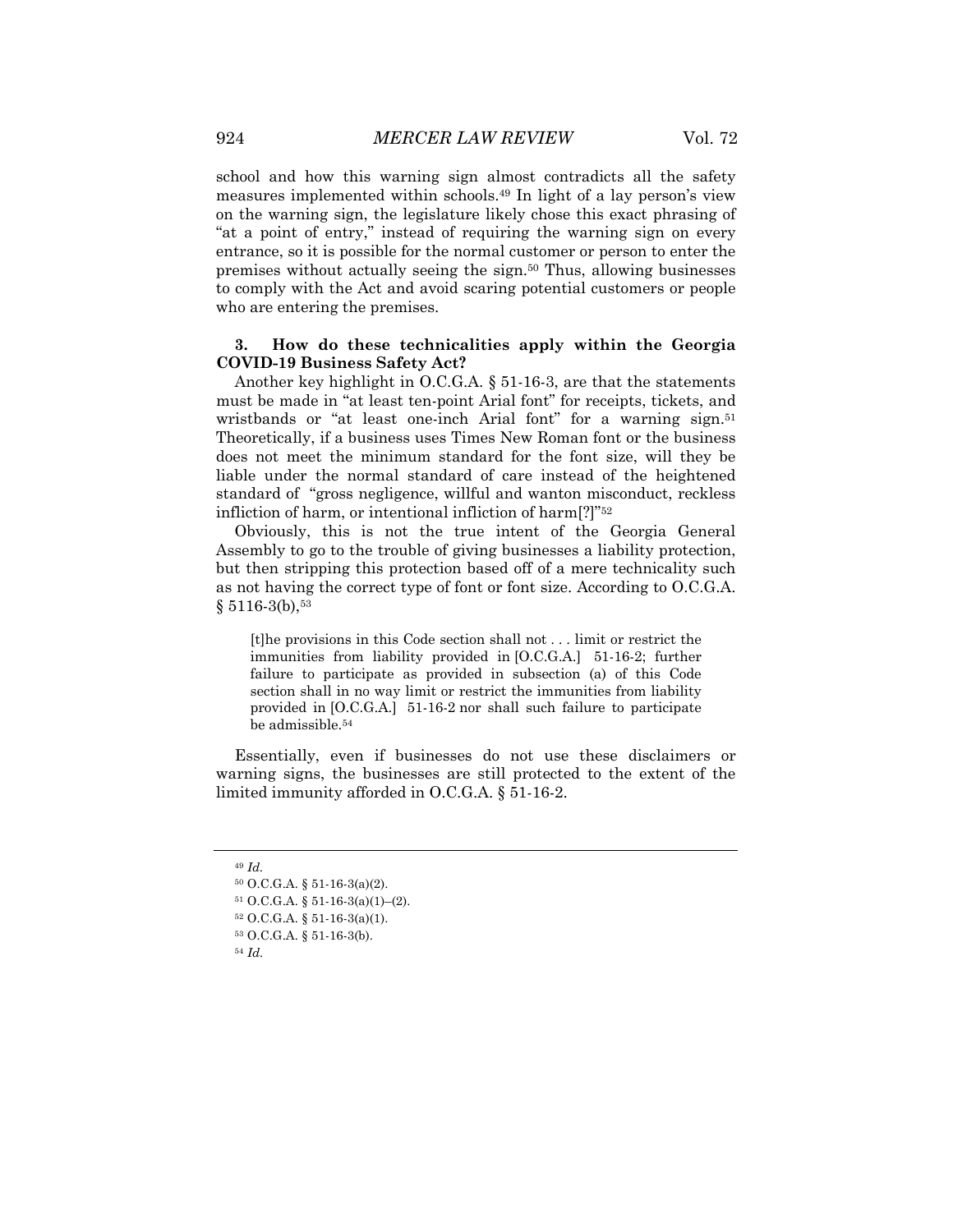school and how this warning sign almost contradicts all the safety measures implemented within schools.[49] In light of a lay person's view on the warning sign, the legislature likely chose this exact phrasing of "at a point of entry," instead of requiring the warning sign on every entrance, so it is possible for the normal customer or person to enter the premises without actually seeing the sign.[50] Thus, allowing businesses to comply with the Act and avoid scaring potential customers or people who are entering the premises.

### 3. How do these technicalities apply within the Georgia COVID-19 Business Safety Act?

Another key highlight in O.C.G.A. § 51-16-3, are that the statements must be made in "at least ten-point Arial font" for receipts, tickets, and wristbands or "at least one-inch Arial font" for a warning sign.[51] Theoretically, if a business uses Times New Roman font or the business does not meet the minimum standard for the font size, will they be liable under the normal standard of care instead of the heightened standard of "gross negligence, willful and wanton misconduct, reckless infliction of harm, or intentional infliction of harm[?]"[52]

Obviously, this is not the true intent of the Georgia General Assembly to go to the trouble of giving businesses a liability protection, but then stripping this protection based off of a mere technicality such as not having the correct type of font or font size. According to O.C.G.A. § 5116-3(b),[53]

> [t]he provisions in this Code section shall not . . . limit or restrict the immunities from liability provided in [O.C.G.A.] 51-16-2; further failure to participate as provided in subsection (a) of this Code section shall in no way limit or restrict the immunities from liability provided in [O.C.G.A.] 51-16-2 nor shall such failure to participate be admissible.[54]

Essentially, even if businesses do not use these disclaimers or warning signs, the businesses are still protected to the extent of the limited immunity afforded in O.C.G.A. § 51-16-2.

---

[49] *Id.*

[50] O.C.G.A. § 51-16-3(a)(2).

[51] O.C.G.A. § 51-16-3(a)(1)–(2).

[52] O.C.G.A. § 51-16-3(a)(1).

[53] O.C.G.A. § 51-16-3(b).

[54] *Id.*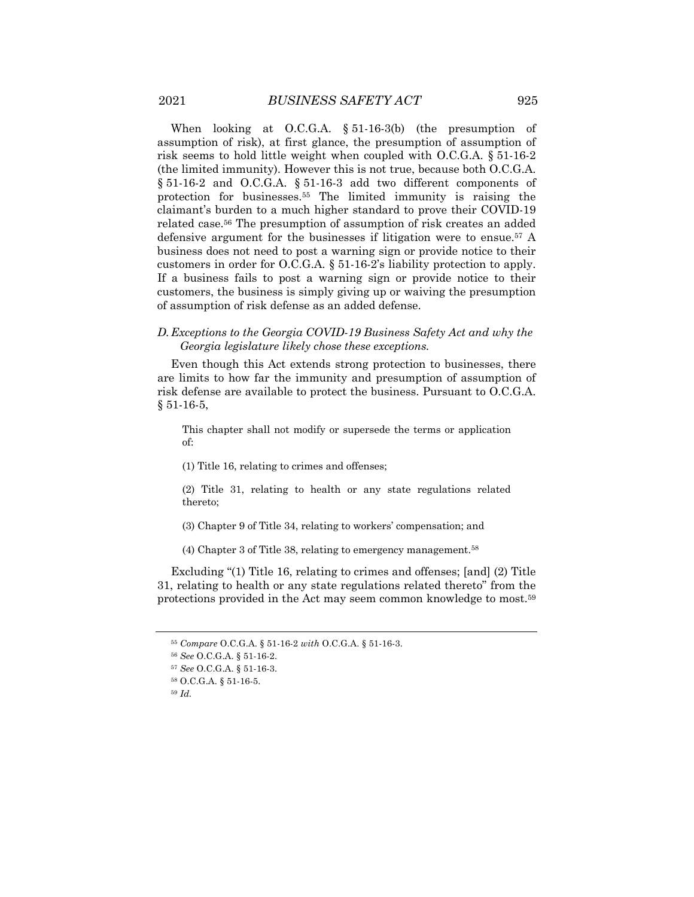When looking at O.C.G.A. § 51-16-3(b) (the presumption of assumption of risk), at first glance, the presumption of assumption of risk seems to hold little weight when coupled with O.C.G.A. § 51-16-2 (the limited immunity). However this is not true, because both O.C.G.A. § 51-16-2 and O.C.G.A. § 51-16-3 add two different components of protection for businesses.[55] The limited immunity is raising the claimant's burden to a much higher standard to prove their COVID-19 related case.[56] The presumption of assumption of risk creates an added defensive argument for the businesses if litigation were to ensue.[57] A business does not need to post a warning sign or provide notice to their customers in order for O.C.G.A. § 51-16-2's liability protection to apply. If a business fails to post a warning sign or provide notice to their customers, the business is simply giving up or waiving the presumption of assumption of risk defense as an added defense.

### *D. Exceptions to the Georgia COVID-19 Business Safety Act and why the Georgia legislature likely chose these exceptions.*

Even though this Act extends strong protection to businesses, there are limits to how far the immunity and presumption of assumption of risk defense are available to protect the business. Pursuant to O.C.G.A. § 51-16-5,

> This chapter shall not modify or supersede the terms or application of:
>
> (1) Title 16, relating to crimes and offenses;
>
> (2) Title 31, relating to health or any state regulations related thereto;
>
> (3) Chapter 9 of Title 34, relating to workers' compensation; and
>
> (4) Chapter 3 of Title 38, relating to emergency management.[58]

Excluding "(1) Title 16, relating to crimes and offenses; [and] (2) Title 31, relating to health or any state regulations related thereto" from the protections provided in the Act may seem common knowledge to most.[59]

---

[55] *Compare* O.C.G.A. § 51-16-2 *with* O.C.G.A. § 51-16-3.

[56] *See* O.C.G.A. § 51-16-2.

[57] *See* O.C.G.A. § 51-16-3.

[58] O.C.G.A. § 51-16-5.

[59] *Id.*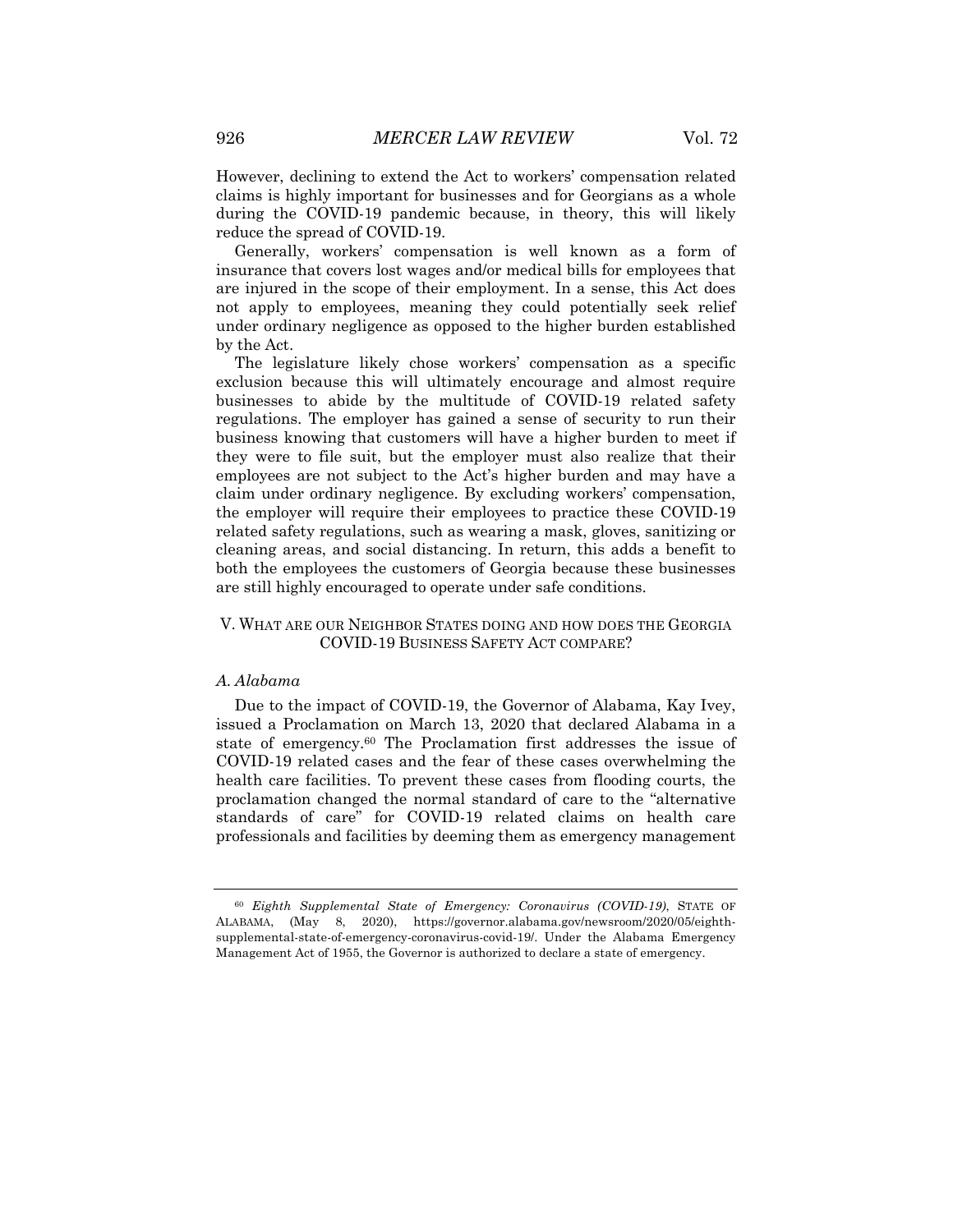However, declining to extend the Act to workers' compensation related claims is highly important for businesses and for Georgians as a whole during the COVID-19 pandemic because, in theory, this will likely reduce the spread of COVID-19.

Generally, workers' compensation is well known as a form of insurance that covers lost wages and/or medical bills for employees that are injured in the scope of their employment. In a sense, this Act does not apply to employees, meaning they could potentially seek relief under ordinary negligence as opposed to the higher burden established by the Act.

The legislature likely chose workers' compensation as a specific exclusion because this will ultimately encourage and almost require businesses to abide by the multitude of COVID-19 related safety regulations. The employer has gained a sense of security to run their business knowing that customers will have a higher burden to meet if they were to file suit, but the employer must also realize that their employees are not subject to the Act's higher burden and may have a claim under ordinary negligence. By excluding workers' compensation, the employer will require their employees to practice these COVID-19 related safety regulations, such as wearing a mask, gloves, sanitizing or cleaning areas, and social distancing. In return, this adds a benefit to both the employees the customers of Georgia because these businesses are still highly encouraged to operate under safe conditions.

## V. What are our Neighbor States doing and how does the Georgia COVID-19 Business Safety Act compare?

### *A. Alabama*

Due to the impact of COVID-19, the Governor of Alabama, Kay Ivey, issued a Proclamation on March 13, 2020 that declared Alabama in a state of emergency.[60] The Proclamation first addresses the issue of COVID-19 related cases and the fear of these cases overwhelming the health care facilities. To prevent these cases from flooding courts, the proclamation changed the normal standard of care to the "alternative standards of care" for COVID-19 related claims on health care professionals and facilities by deeming them as emergency management

---

[60] *Eighth Supplemental State of Emergency: Coronavirus (COVID-19)*, STATE OF ALABAMA, (May 8, 2020), https://governor.alabama.gov/newsroom/2020/05/eighth-supplemental-state-of-emergency-coronavirus-covid-19/. Under the Alabama Emergency Management Act of 1955, the Governor is authorized to declare a state of emergency.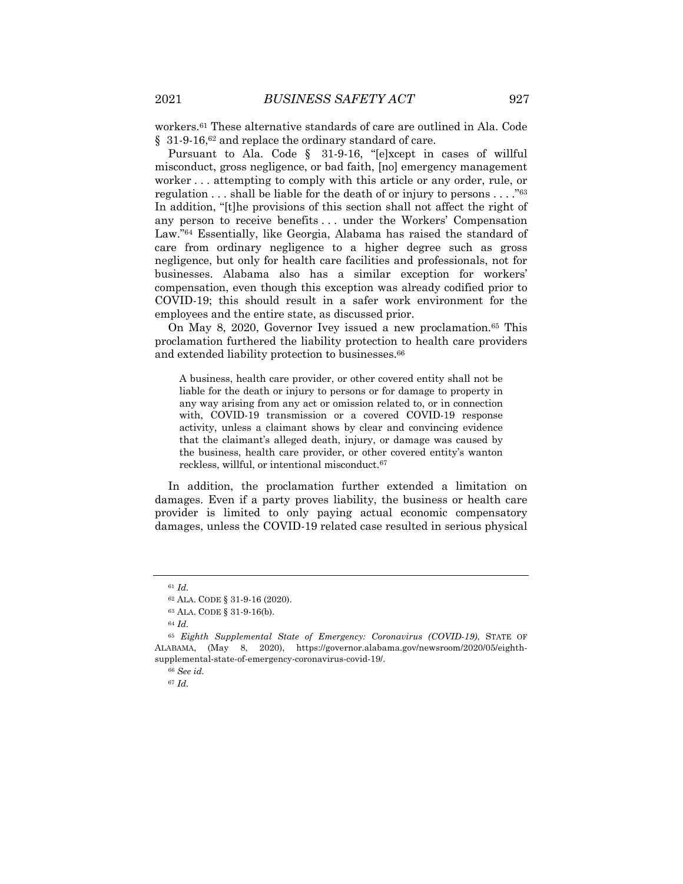workers.[61] These alternative standards of care are outlined in Ala. Code § 31-9-16,[62] and replace the ordinary standard of care.

Pursuant to Ala. Code § 31-9-16, "[e]xcept in cases of willful misconduct, gross negligence, or bad faith, [no] emergency management worker . . . attempting to comply with this article or any order, rule, or regulation . . . shall be liable for the death of or injury to persons . . . ."[63] In addition, "[t]he provisions of this section shall not affect the right of any person to receive benefits . . . under the Workers' Compensation Law."[64] Essentially, like Georgia, Alabama has raised the standard of care from ordinary negligence to a higher degree such as gross negligence, but only for health care facilities and professionals, not for businesses. Alabama also has a similar exception for workers' compensation, even though this exception was already codified prior to COVID-19; this should result in a safer work environment for the employees and the entire state, as discussed prior.

On May 8, 2020, Governor Ivey issued a new proclamation.[65] This proclamation furthered the liability protection to health care providers and extended liability protection to businesses.[66]

> A business, health care provider, or other covered entity shall not be liable for the death or injury to persons or for damage to property in any way arising from any act or omission related to, or in connection with, COVID-19 transmission or a covered COVID-19 response activity, unless a claimant shows by clear and convincing evidence that the claimant's alleged death, injury, or damage was caused by the business, health care provider, or other covered entity's wanton reckless, willful, or intentional misconduct.[67]

In addition, the proclamation further extended a limitation on damages. Even if a party proves liability, the business or health care provider is limited to only paying actual economic compensatory damages, unless the COVID-19 related case resulted in serious physical

---

[61] *Id.*

[62] ALA. CODE § 31-9-16 (2020).

[63] ALA. CODE § 31-9-16(b).

[64] *Id.*

[65] *Eighth Supplemental State of Emergency: Coronavirus (COVID-19)*, STATE OF ALABAMA, (May 8, 2020), https://governor.alabama.gov/newsroom/2020/05/eighth-supplemental-state-of-emergency-coronavirus-covid-19/.

[66] *See id.*

[67] *Id.*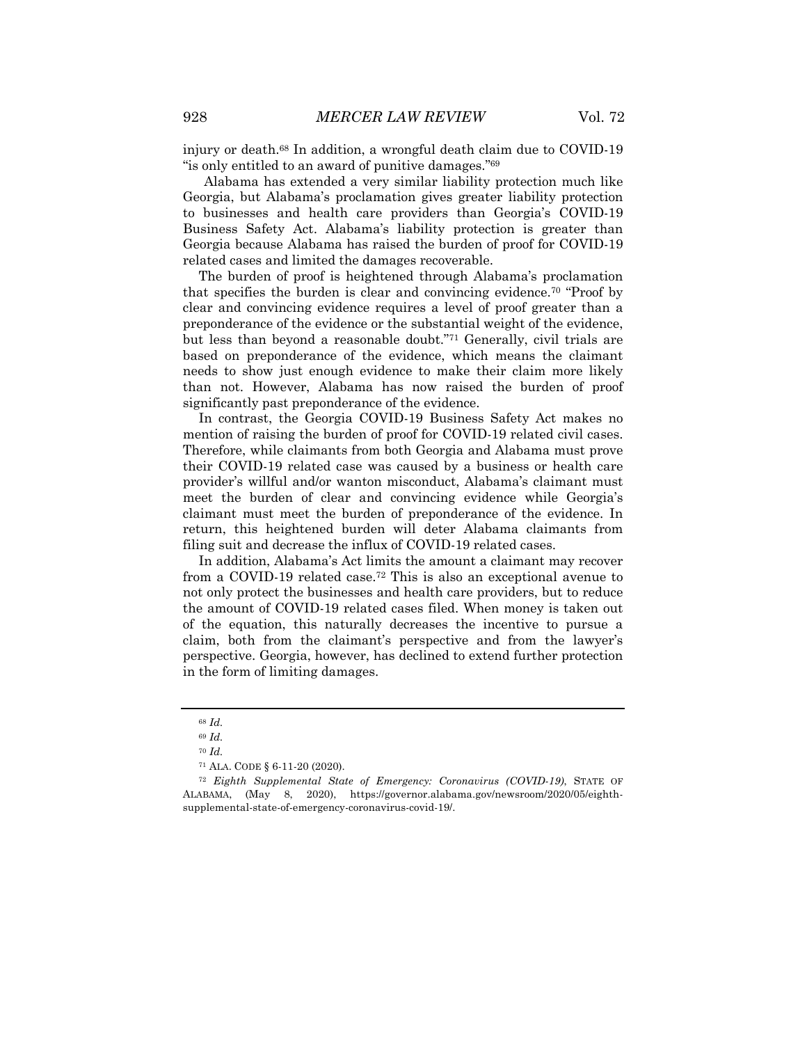injury or death.[68] In addition, a wrongful death claim due to COVID-19 "is only entitled to an award of punitive damages."[69]

Alabama has extended a very similar liability protection much like Georgia, but Alabama's proclamation gives greater liability protection to businesses and health care providers than Georgia's COVID-19 Business Safety Act. Alabama's liability protection is greater than Georgia because Alabama has raised the burden of proof for COVID-19 related cases and limited the damages recoverable.

The burden of proof is heightened through Alabama's proclamation that specifies the burden is clear and convincing evidence.[70] "Proof by clear and convincing evidence requires a level of proof greater than a preponderance of the evidence or the substantial weight of the evidence, but less than beyond a reasonable doubt."[71] Generally, civil trials are based on preponderance of the evidence, which means the claimant needs to show just enough evidence to make their claim more likely than not. However, Alabama has now raised the burden of proof significantly past preponderance of the evidence.

In contrast, the Georgia COVID-19 Business Safety Act makes no mention of raising the burden of proof for COVID-19 related civil cases. Therefore, while claimants from both Georgia and Alabama must prove their COVID-19 related case was caused by a business or health care provider's willful and/or wanton misconduct, Alabama's claimant must meet the burden of clear and convincing evidence while Georgia's claimant must meet the burden of preponderance of the evidence. In return, this heightened burden will deter Alabama claimants from filing suit and decrease the influx of COVID-19 related cases.

In addition, Alabama's Act limits the amount a claimant may recover from a COVID-19 related case.[72] This is also an exceptional avenue to not only protect the businesses and health care providers, but to reduce the amount of COVID-19 related cases filed. When money is taken out of the equation, this naturally decreases the incentive to pursue a claim, both from the claimant's perspective and from the lawyer's perspective. Georgia, however, has declined to extend further protection in the form of limiting damages.

---

[68] *Id.*

[69] *Id.*

[70] *Id.*

[71] ALA. CODE § 6-11-20 (2020).

[72] *Eighth Supplemental State of Emergency: Coronavirus (COVID-19)*, STATE OF ALABAMA, (May 8, 2020), https://governor.alabama.gov/newsroom/2020/05/eighth-supplemental-state-of-emergency-coronavirus-covid-19/.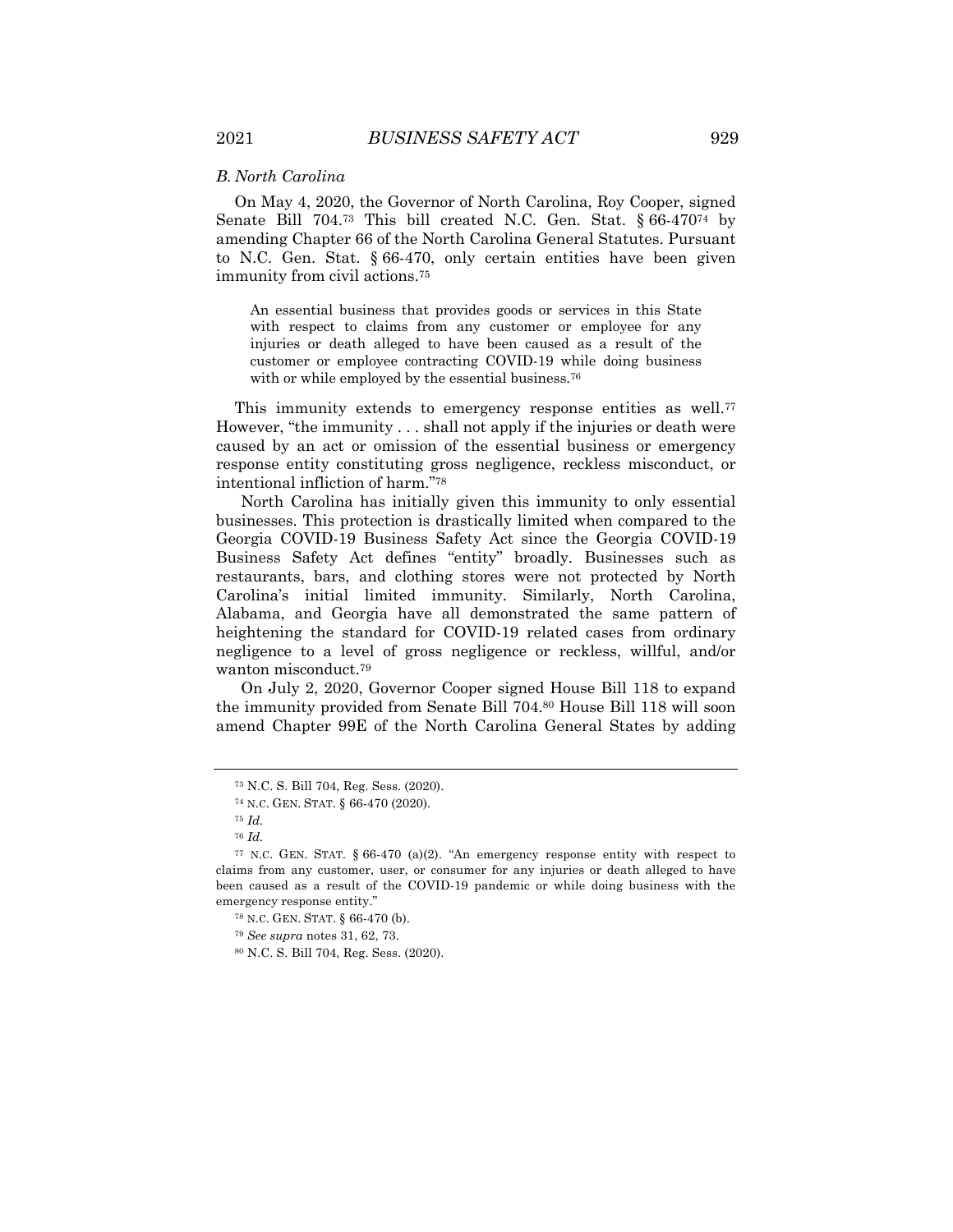### *B. North Carolina*

On May 4, 2020, the Governor of North Carolina, Roy Cooper, signed Senate Bill 704.[73] This bill created N.C. Gen. Stat. § 66-470[74] by amending Chapter 66 of the North Carolina General Statutes. Pursuant to N.C. Gen. Stat. § 66-470, only certain entities have been given immunity from civil actions.[75]

> An essential business that provides goods or services in this State with respect to claims from any customer or employee for any injuries or death alleged to have been caused as a result of the customer or employee contracting COVID-19 while doing business with or while employed by the essential business.[76]

This immunity extends to emergency response entities as well.[77] However, "the immunity . . . shall not apply if the injuries or death were caused by an act or omission of the essential business or emergency response entity constituting gross negligence, reckless misconduct, or intentional infliction of harm."[78]

North Carolina has initially given this immunity to only essential businesses. This protection is drastically limited when compared to the Georgia COVID-19 Business Safety Act since the Georgia COVID-19 Business Safety Act defines "entity" broadly. Businesses such as restaurants, bars, and clothing stores were not protected by North Carolina's initial limited immunity. Similarly, North Carolina, Alabama, and Georgia have all demonstrated the same pattern of heightening the standard for COVID-19 related cases from ordinary negligence to a level of gross negligence or reckless, willful, and/or wanton misconduct.[79]

On July 2, 2020, Governor Cooper signed House Bill 118 to expand the immunity provided from Senate Bill 704.[80] House Bill 118 will soon amend Chapter 99E of the North Carolina General States by adding

---

[73] N.C. S. Bill 704, Reg. Sess. (2020).

[74] N.C. GEN. STAT. § 66-470 (2020).

[75] *Id.*

[76] *Id.*

[77] N.C. GEN. STAT. § 66-470 (a)(2). "An emergency response entity with respect to claims from any customer, user, or consumer for any injuries or death alleged to have been caused as a result of the COVID-19 pandemic or while doing business with the emergency response entity."

[78] N.C. GEN. STAT. § 66-470 (b).

[79] *See supra* notes 31, 62, 73.

[80] N.C. S. Bill 704, Reg. Sess. (2020).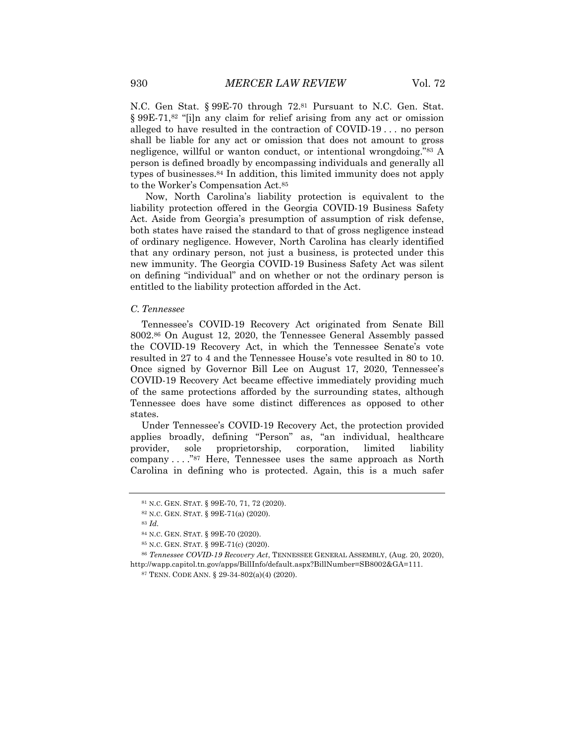N.C. Gen Stat. § 99E-70 through 72.[81] Pursuant to N.C. Gen. Stat. § 99E-71,[82] "[i]n any claim for relief arising from any act or omission alleged to have resulted in the contraction of COVID-19 . . . no person shall be liable for any act or omission that does not amount to gross negligence, willful or wanton conduct, or intentional wrongdoing."[83] A person is defined broadly by encompassing individuals and generally all types of businesses.[84] In addition, this limited immunity does not apply to the Worker's Compensation Act.[85]

Now, North Carolina's liability protection is equivalent to the liability protection offered in the Georgia COVID-19 Business Safety Act. Aside from Georgia's presumption of assumption of risk defense, both states have raised the standard to that of gross negligence instead of ordinary negligence. However, North Carolina has clearly identified that any ordinary person, not just a business, is protected under this new immunity. The Georgia COVID-19 Business Safety Act was silent on defining "individual" and on whether or not the ordinary person is entitled to the liability protection afforded in the Act.

### *C. Tennessee*

Tennessee's COVID-19 Recovery Act originated from Senate Bill 8002.[86] On August 12, 2020, the Tennessee General Assembly passed the COVID-19 Recovery Act, in which the Tennessee Senate's vote resulted in 27 to 4 and the Tennessee House's vote resulted in 80 to 10. Once signed by Governor Bill Lee on August 17, 2020, Tennessee's COVID-19 Recovery Act became effective immediately providing much of the same protections afforded by the surrounding states, although Tennessee does have some distinct differences as opposed to other states.

Under Tennessee's COVID-19 Recovery Act, the protection provided applies broadly, defining "Person" as, "an individual, healthcare provider, sole proprietorship, corporation, limited liability company . . . ."[87] Here, Tennessee uses the same approach as North Carolina in defining who is protected. Again, this is a much safer

---

[81] N.C. GEN. STAT. § 99E-70, 71, 72 (2020).

[82] N.C. GEN. STAT. § 99E-71(a) (2020).

[83] *Id.*

[84] N.C. GEN. STAT. § 99E-70 (2020).

[85] N.C. GEN. STAT. § 99E-71(c) (2020).

[86] *Tennessee COVID-19 Recovery Act*, TENNESSEE GENERAL ASSEMBLY, (Aug. 20, 2020), http://wapp.capitol.tn.gov/apps/BillInfo/default.aspx?BillNumber=SB8002&GA=111.

[87] TENN. CODE ANN. § 29-34-802(a)(4) (2020).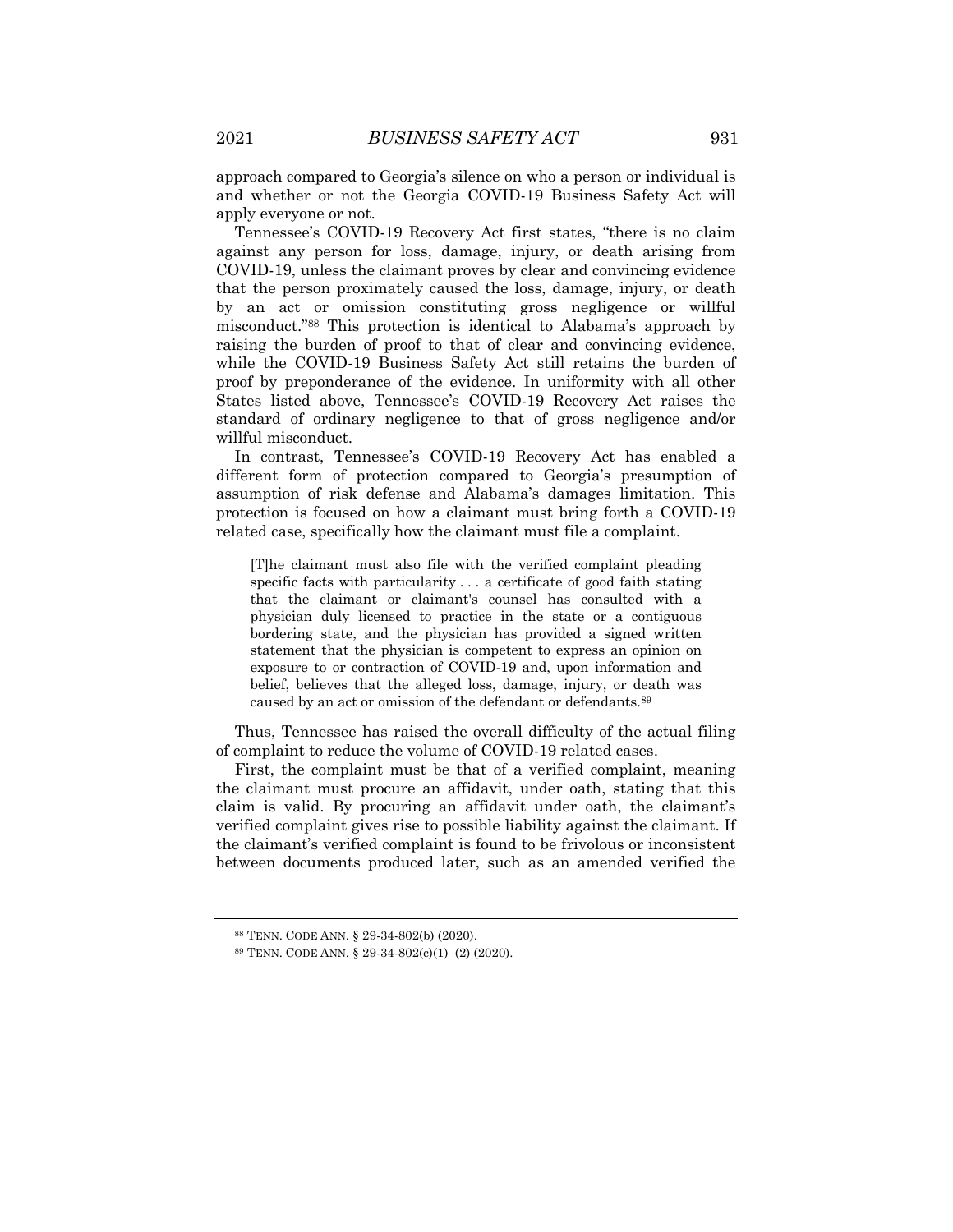approach compared to Georgia's silence on who a person or individual is and whether or not the Georgia COVID-19 Business Safety Act will apply everyone or not.

Tennessee's COVID-19 Recovery Act first states, "there is no claim against any person for loss, damage, injury, or death arising from COVID-19, unless the claimant proves by clear and convincing evidence that the person proximately caused the loss, damage, injury, or death by an act or omission constituting gross negligence or willful misconduct."[88] This protection is identical to Alabama's approach by raising the burden of proof to that of clear and convincing evidence, while the COVID-19 Business Safety Act still retains the burden of proof by preponderance of the evidence. In uniformity with all other States listed above, Tennessee's COVID-19 Recovery Act raises the standard of ordinary negligence to that of gross negligence and/or willful misconduct.

In contrast, Tennessee's COVID-19 Recovery Act has enabled a different form of protection compared to Georgia's presumption of assumption of risk defense and Alabama's damages limitation. This protection is focused on how a claimant must bring forth a COVID-19 related case, specifically how the claimant must file a complaint.

> [T]he claimant must also file with the verified complaint pleading specific facts with particularity . . . a certificate of good faith stating that the claimant or claimant's counsel has consulted with a physician duly licensed to practice in the state or a contiguous bordering state, and the physician has provided a signed written statement that the physician is competent to express an opinion on exposure to or contraction of COVID-19 and, upon information and belief, believes that the alleged loss, damage, injury, or death was caused by an act or omission of the defendant or defendants.[89]

Thus, Tennessee has raised the overall difficulty of the actual filing of complaint to reduce the volume of COVID-19 related cases.

First, the complaint must be that of a verified complaint, meaning the claimant must procure an affidavit, under oath, stating that this claim is valid. By procuring an affidavit under oath, the claimant's verified complaint gives rise to possible liability against the claimant. If the claimant's verified complaint is found to be frivolous or inconsistent between documents produced later, such as an amended verified the

---

[88] TENN. CODE ANN. § 29-34-802(b) (2020).

[89] TENN. CODE ANN. § 29-34-802(c)(1)–(2) (2020).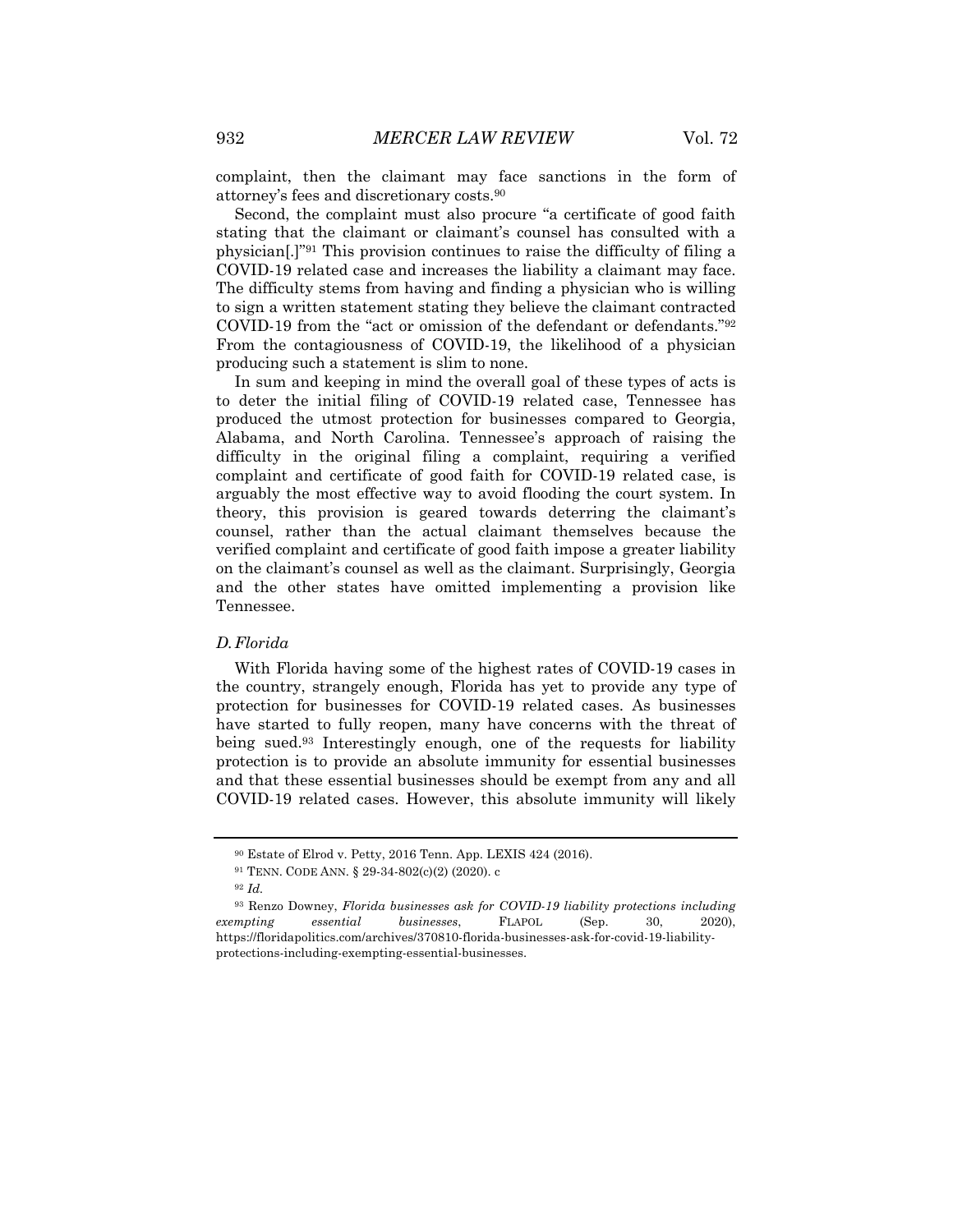complaint, then the claimant may face sanctions in the form of attorney's fees and discretionary costs.[90]

Second, the complaint must also procure "a certificate of good faith stating that the claimant or claimant's counsel has consulted with a physician[.]"[91] This provision continues to raise the difficulty of filing a COVID-19 related case and increases the liability a claimant may face. The difficulty stems from having and finding a physician who is willing to sign a written statement stating they believe the claimant contracted COVID-19 from the "act or omission of the defendant or defendants."[92] From the contagiousness of COVID-19, the likelihood of a physician producing such a statement is slim to none.

In sum and keeping in mind the overall goal of these types of acts is to deter the initial filing of COVID-19 related case, Tennessee has produced the utmost protection for businesses compared to Georgia, Alabama, and North Carolina. Tennessee's approach of raising the difficulty in the original filing a complaint, requiring a verified complaint and certificate of good faith for COVID-19 related case, is arguably the most effective way to avoid flooding the court system. In theory, this provision is geared towards deterring the claimant's counsel, rather than the actual claimant themselves because the verified complaint and certificate of good faith impose a greater liability on the claimant's counsel as well as the claimant. Surprisingly, Georgia and the other states have omitted implementing a provision like Tennessee.

### *D. Florida*

With Florida having some of the highest rates of COVID-19 cases in the country, strangely enough, Florida has yet to provide any type of protection for businesses for COVID-19 related cases. As businesses have started to fully reopen, many have concerns with the threat of being sued.[93] Interestingly enough, one of the requests for liability protection is to provide an absolute immunity for essential businesses and that these essential businesses should be exempt from any and all COVID-19 related cases. However, this absolute immunity will likely

---

[90] Estate of Elrod v. Petty, 2016 Tenn. App. LEXIS 424 (2016).

[91] TENN. CODE ANN. § 29-34-802(c)(2) (2020). c

[92] *Id.*

[93] Renzo Downey, *Florida businesses ask for COVID-19 liability protections including exempting essential businesses*, FLAPOL (Sep. 30, 2020), https://floridapolitics.com/archives/370810-florida-businesses-ask-for-covid-19-liability-protections-including-exempting-essential-businesses.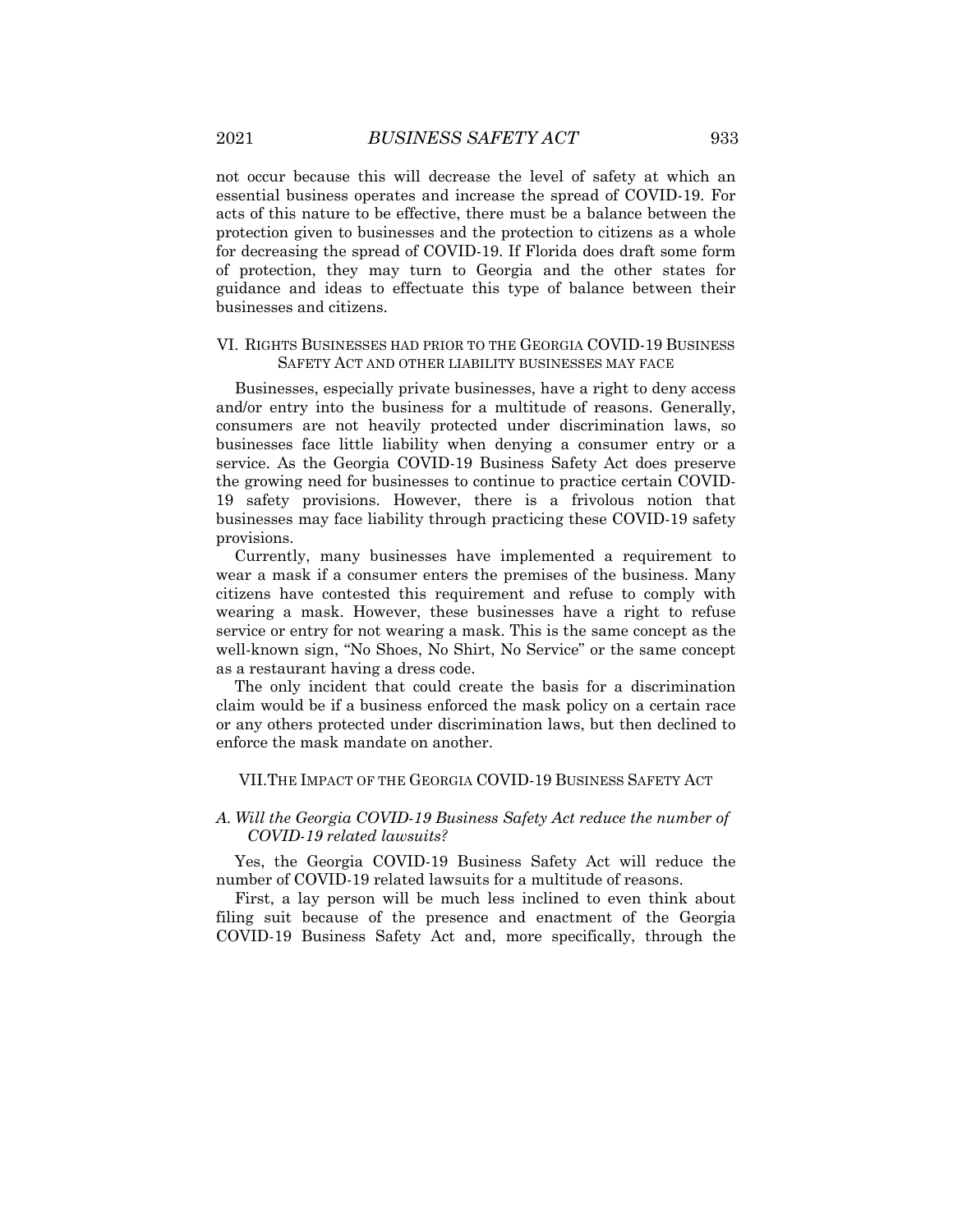not occur because this will decrease the level of safety at which an essential business operates and increase the spread of COVID-19. For acts of this nature to be effective, there must be a balance between the protection given to businesses and the protection to citizens as a whole for decreasing the spread of COVID-19. If Florida does draft some form of protection, they may turn to Georgia and the other states for guidance and ideas to effectuate this type of balance between their businesses and citizens.

## VI. RIGHTS BUSINESSES HAD PRIOR TO THE GEORGIA COVID-19 BUSINESS SAFETY ACT AND OTHER LIABILITY BUSINESSES MAY FACE

Businesses, especially private businesses, have a right to deny access and/or entry into the business for a multitude of reasons. Generally, consumers are not heavily protected under discrimination laws, so businesses face little liability when denying a consumer entry or a service. As the Georgia COVID-19 Business Safety Act does preserve the growing need for businesses to continue to practice certain COVID-19 safety provisions. However, there is a frivolous notion that businesses may face liability through practicing these COVID-19 safety provisions.

Currently, many businesses have implemented a requirement to wear a mask if a consumer enters the premises of the business. Many citizens have contested this requirement and refuse to comply with wearing a mask. However, these businesses have a right to refuse service or entry for not wearing a mask. This is the same concept as the well-known sign, "No Shoes, No Shirt, No Service" or the same concept as a restaurant having a dress code.

The only incident that could create the basis for a discrimination claim would be if a business enforced the mask policy on a certain race or any others protected under discrimination laws, but then declined to enforce the mask mandate on another.

## VII. THE IMPACT OF THE GEORGIA COVID-19 BUSINESS SAFETY ACT

### *A. Will the Georgia COVID-19 Business Safety Act reduce the number of COVID-19 related lawsuits?*

Yes, the Georgia COVID-19 Business Safety Act will reduce the number of COVID-19 related lawsuits for a multitude of reasons.

First, a lay person will be much less inclined to even think about filing suit because of the presence and enactment of the Georgia COVID-19 Business Safety Act and, more specifically, through the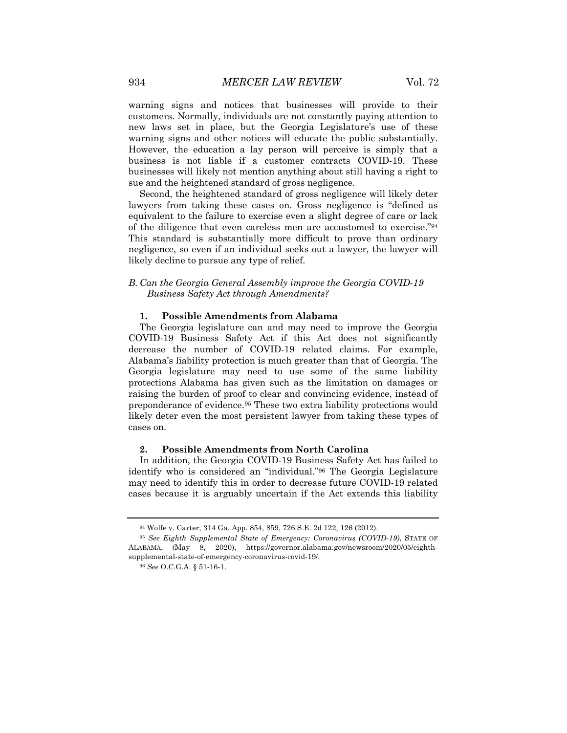warning signs and notices that businesses will provide to their customers. Normally, individuals are not constantly paying attention to new laws set in place, but the Georgia Legislature's use of these warning signs and other notices will educate the public substantially. However, the education a lay person will perceive is simply that a business is not liable if a customer contracts COVID-19. These businesses will likely not mention anything about still having a right to sue and the heightened standard of gross negligence.

Second, the heightened standard of gross negligence will likely deter lawyers from taking these cases on. Gross negligence is "defined as equivalent to the failure to exercise even a slight degree of care or lack of the diligence that even careless men are accustomed to exercise."[94] This standard is substantially more difficult to prove than ordinary negligence, so even if an individual seeks out a lawyer, the lawyer will likely decline to pursue any type of relief.

### *B. Can the Georgia General Assembly improve the Georgia COVID-19 Business Safety Act through Amendments?*

#### **1. Possible Amendments from Alabama**

The Georgia legislature can and may need to improve the Georgia COVID-19 Business Safety Act if this Act does not significantly decrease the number of COVID-19 related claims. For example, Alabama's liability protection is much greater than that of Georgia. The Georgia legislature may need to use some of the same liability protections Alabama has given such as the limitation on damages or raising the burden of proof to clear and convincing evidence, instead of preponderance of evidence.[95] These two extra liability protections would likely deter even the most persistent lawyer from taking these types of cases on.

#### **2. Possible Amendments from North Carolina**

In addition, the Georgia COVID-19 Business Safety Act has failed to identify who is considered an "individual."[96] The Georgia Legislature may need to identify this in order to decrease future COVID-19 related cases because it is arguably uncertain if the Act extends this liability

---

[94] Wolfe v. Carter, 314 Ga. App. 854, 859, 726 S.E. 2d 122, 126 (2012).

[95] *See Eighth Supplemental State of Emergency: Coronavirus (COVID-19)*, STATE OF ALABAMA, (May 8, 2020), https://governor.alabama.gov/newsroom/2020/05/eighth-supplemental-state-of-emergency-coronavirus-covid-19/.

[96] *See* O.C.G.A. § 51-16-1.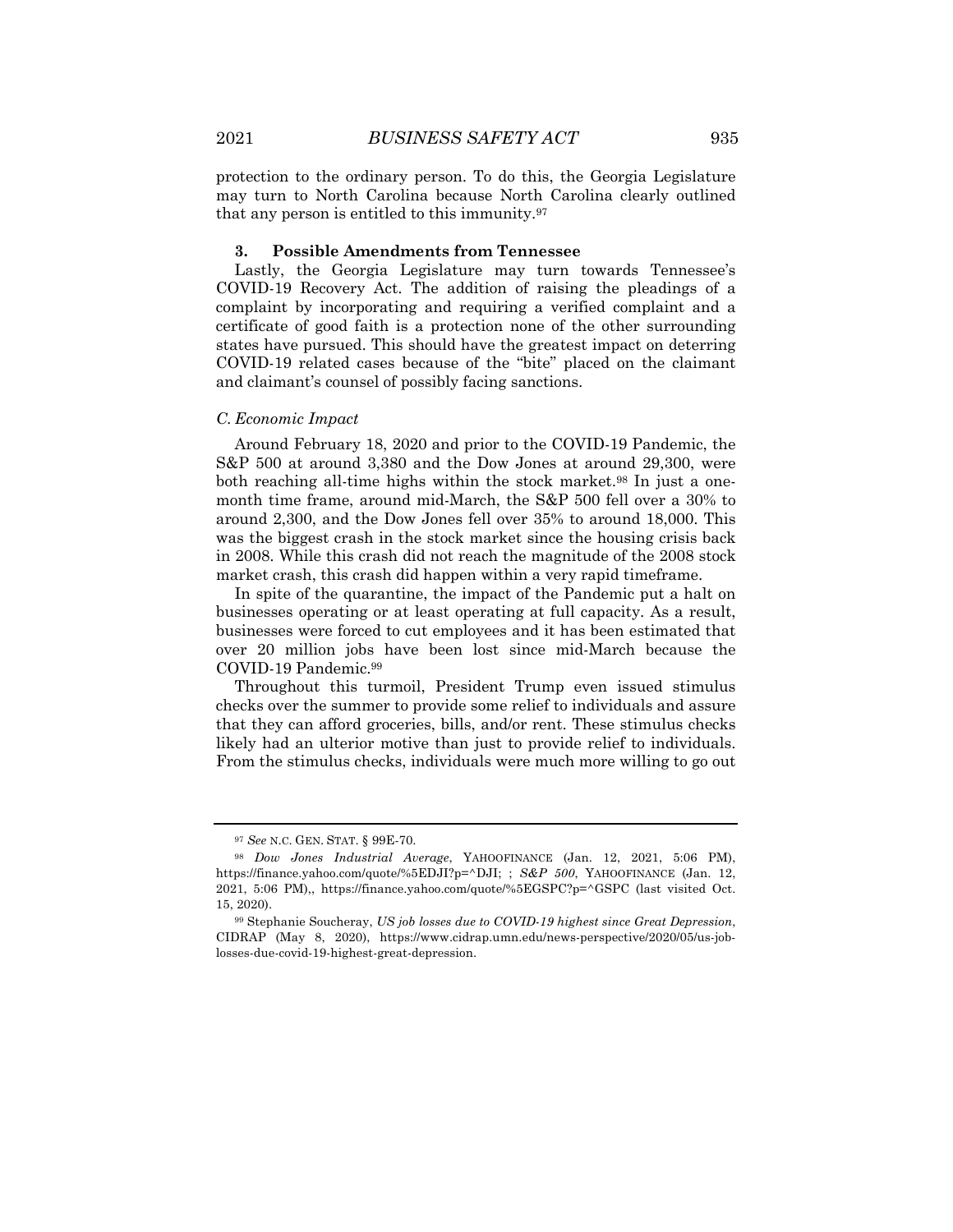protection to the ordinary person. To do this, the Georgia Legislature may turn to North Carolina because North Carolina clearly outlined that any person is entitled to this immunity.[97]

### 3. Possible Amendments from Tennessee

Lastly, the Georgia Legislature may turn towards Tennessee's COVID-19 Recovery Act. The addition of raising the pleadings of a complaint by incorporating and requiring a verified complaint and a certificate of good faith is a protection none of the other surrounding states have pursued. This should have the greatest impact on deterring COVID-19 related cases because of the "bite" placed on the claimant and claimant's counsel of possibly facing sanctions.

### *C. Economic Impact*

Around February 18, 2020 and prior to the COVID-19 Pandemic, the S&P 500 at around 3,380 and the Dow Jones at around 29,300, were both reaching all-time highs within the stock market.[98] In just a one-month time frame, around mid-March, the S&P 500 fell over a 30% to around 2,300, and the Dow Jones fell over 35% to around 18,000. This was the biggest crash in the stock market since the housing crisis back in 2008. While this crash did not reach the magnitude of the 2008 stock market crash, this crash did happen within a very rapid timeframe.

In spite of the quarantine, the impact of the Pandemic put a halt on businesses operating or at least operating at full capacity. As a result, businesses were forced to cut employees and it has been estimated that over 20 million jobs have been lost since mid-March because the COVID-19 Pandemic.[99]

Throughout this turmoil, President Trump even issued stimulus checks over the summer to provide some relief to individuals and assure that they can afford groceries, bills, and/or rent. These stimulus checks likely had an ulterior motive than just to provide relief to individuals. From the stimulus checks, individuals were much more willing to go out

---

[97] *See* N.C. GEN. STAT. § 99E-70.

[98] *Dow Jones Industrial Average*, YAHOOFINANCE (Jan. 12, 2021, 5:06 PM), https://finance.yahoo.com/quote/%5EDJI?p=^DJI; ; *S&P 500*, YAHOOFINANCE (Jan. 12, 2021, 5:06 PM),, https://finance.yahoo.com/quote/%5EGSPC?p=^GSPC (last visited Oct. 15, 2020).

[99] Stephanie Soucheray, *US job losses due to COVID-19 highest since Great Depression*, CIDRAP (May 8, 2020), https://www.cidrap.umn.edu/news-perspective/2020/05/us-job-losses-due-covid-19-highest-great-depression.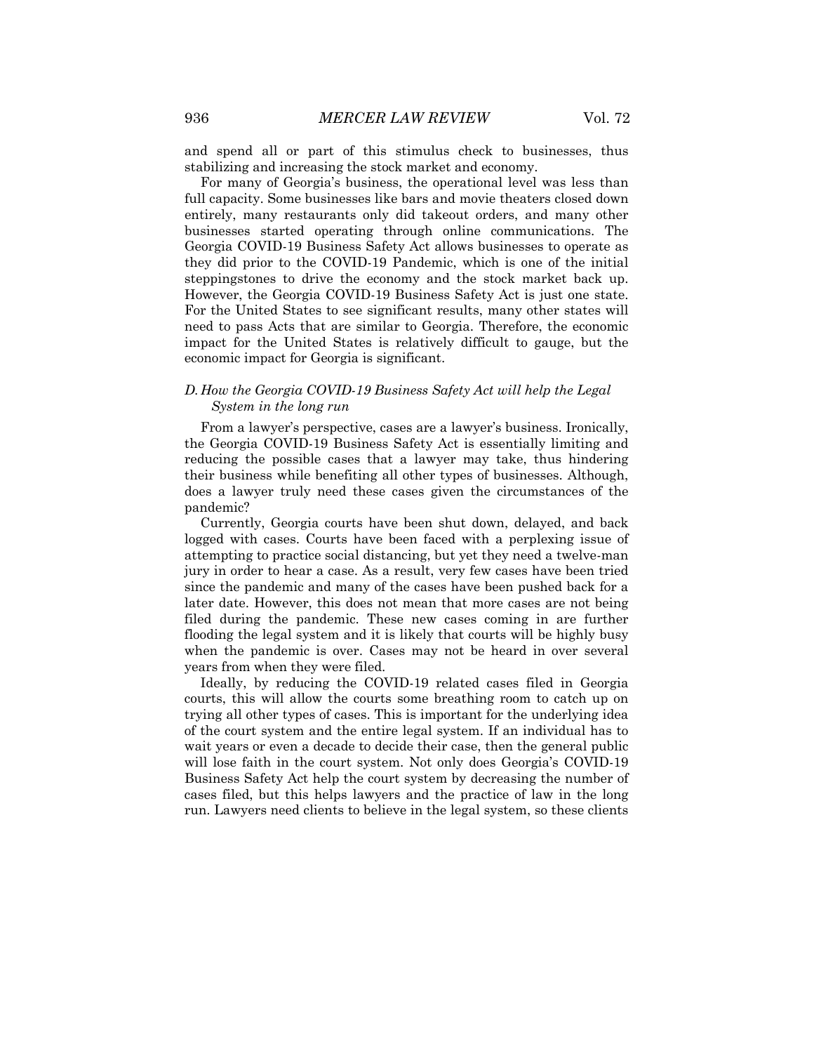and spend all or part of this stimulus check to businesses, thus stabilizing and increasing the stock market and economy.

For many of Georgia's business, the operational level was less than full capacity. Some businesses like bars and movie theaters closed down entirely, many restaurants only did takeout orders, and many other businesses started operating through online communications. The Georgia COVID-19 Business Safety Act allows businesses to operate as they did prior to the COVID-19 Pandemic, which is one of the initial steppingstones to drive the economy and the stock market back up. However, the Georgia COVID-19 Business Safety Act is just one state. For the United States to see significant results, many other states will need to pass Acts that are similar to Georgia. Therefore, the economic impact for the United States is relatively difficult to gauge, but the economic impact for Georgia is significant.

### *D. How the Georgia COVID-19 Business Safety Act will help the Legal System in the long run*

From a lawyer's perspective, cases are a lawyer's business. Ironically, the Georgia COVID-19 Business Safety Act is essentially limiting and reducing the possible cases that a lawyer may take, thus hindering their business while benefiting all other types of businesses. Although, does a lawyer truly need these cases given the circumstances of the pandemic?

Currently, Georgia courts have been shut down, delayed, and back logged with cases. Courts have been faced with a perplexing issue of attempting to practice social distancing, but yet they need a twelve-man jury in order to hear a case. As a result, very few cases have been tried since the pandemic and many of the cases have been pushed back for a later date. However, this does not mean that more cases are not being filed during the pandemic. These new cases coming in are further flooding the legal system and it is likely that courts will be highly busy when the pandemic is over. Cases may not be heard in over several years from when they were filed.

Ideally, by reducing the COVID-19 related cases filed in Georgia courts, this will allow the courts some breathing room to catch up on trying all other types of cases. This is important for the underlying idea of the court system and the entire legal system. If an individual has to wait years or even a decade to decide their case, then the general public will lose faith in the court system. Not only does Georgia's COVID-19 Business Safety Act help the court system by decreasing the number of cases filed, but this helps lawyers and the practice of law in the long run. Lawyers need clients to believe in the legal system, so these clients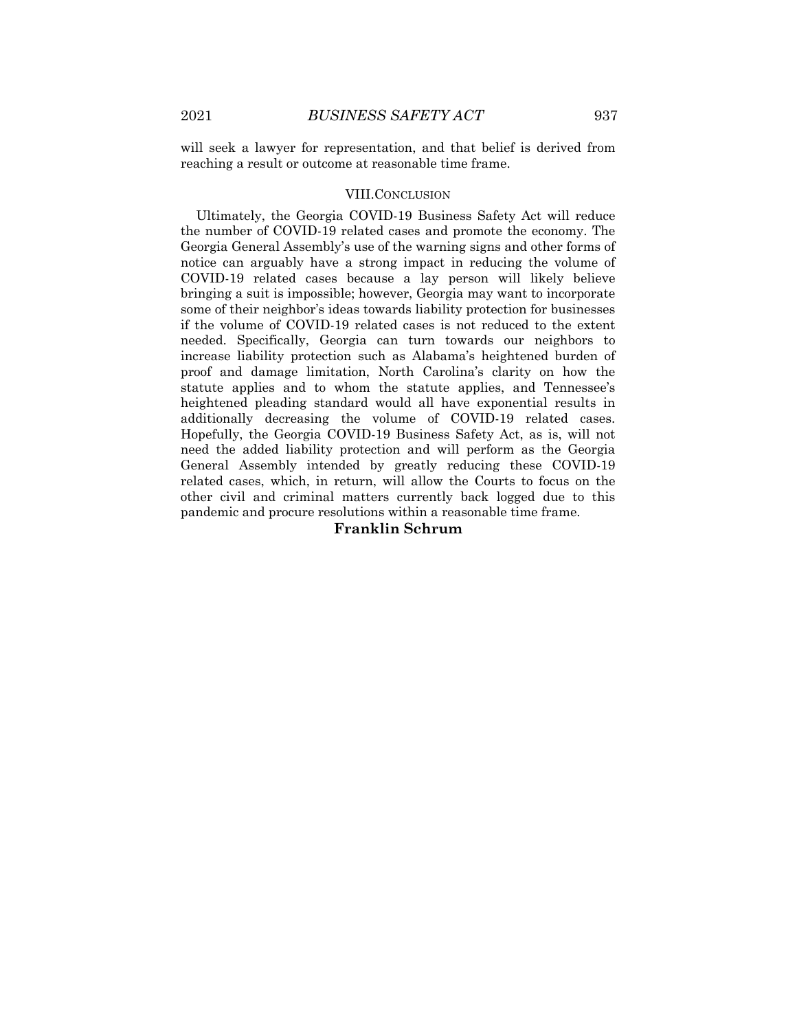will seek a lawyer for representation, and that belief is derived from reaching a result or outcome at reasonable time frame.

## VIII. CONCLUSION

Ultimately, the Georgia COVID-19 Business Safety Act will reduce the number of COVID-19 related cases and promote the economy. The Georgia General Assembly's use of the warning signs and other forms of notice can arguably have a strong impact in reducing the volume of COVID-19 related cases because a lay person will likely believe bringing a suit is impossible; however, Georgia may want to incorporate some of their neighbor's ideas towards liability protection for businesses if the volume of COVID-19 related cases is not reduced to the extent needed. Specifically, Georgia can turn towards our neighbors to increase liability protection such as Alabama's heightened burden of proof and damage limitation, North Carolina's clarity on how the statute applies and to whom the statute applies, and Tennessee's heightened pleading standard would all have exponential results in additionally decreasing the volume of COVID-19 related cases. Hopefully, the Georgia COVID-19 Business Safety Act, as is, will not need the added liability protection and will perform as the Georgia General Assembly intended by greatly reducing these COVID-19 related cases, which, in return, will allow the Courts to focus on the other civil and criminal matters currently back logged due to this pandemic and procure resolutions within a reasonable time frame.

**Franklin Schrum**